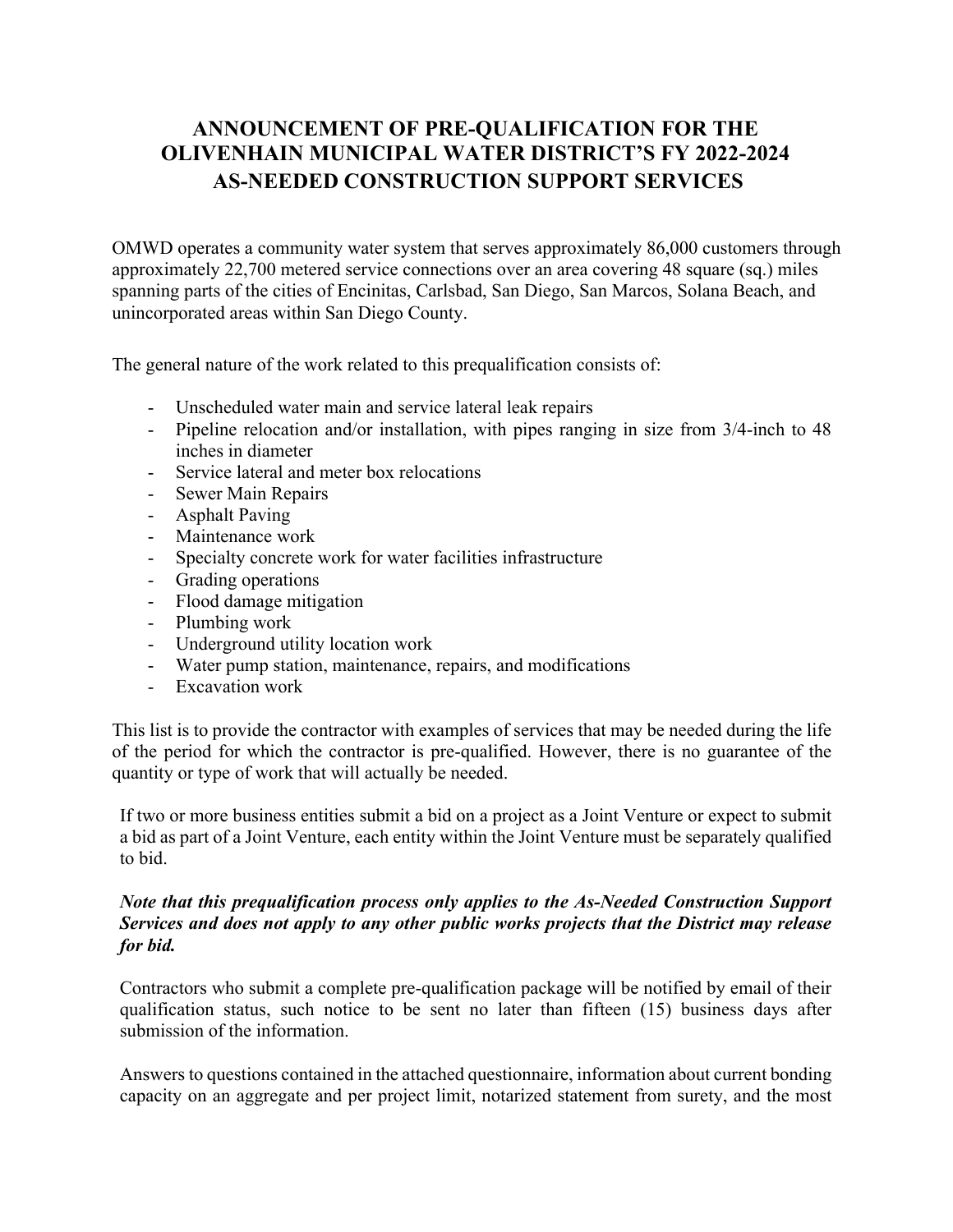# ANNOUNCEMENT OF PRE-QUALIFICATION FOR THE OLIVENHAIN MUNICIPAL WATER DISTRICT'S FY 2022-2024 AS-NEEDED CONSTRUCTION SUPPORT SERVICES

OMWD operates a community water system that serves approximately 86,000 customers through approximately 22,700 metered service connections over an area covering 48 square (sq.) miles spanning parts of the cities of Encinitas, Carlsbad, San Diego, San Marcos, Solana Beach, and unincorporated areas within San Diego County.

The general nature of the work related to this prequalification consists of:

- Unscheduled water main and service lateral leak repairs
- Pipeline relocation and/or installation, with pipes ranging in size from 3/4-inch to 48 inches in diameter
- Service lateral and meter box relocations
- Sewer Main Repairs
- Asphalt Paving
- Maintenance work
- Specialty concrete work for water facilities infrastructure
- Grading operations
- Flood damage mitigation
- Plumbing work
- Underground utility location work
- Water pump station, maintenance, repairs, and modifications
- Excavation work

This list is to provide the contractor with examples of services that may be needed during the life of the period for which the contractor is pre-qualified. However, there is no guarantee of the quantity or type of work that will actually be needed.

If two or more business entities submit a bid on a project as a Joint Venture or expect to submit a bid as part of a Joint Venture, each entity within the Joint Venture must be separately qualified to bid.

***Note that this prequalification process only applies to the As-Needed Construction Support Services and does not apply to any other public works projects that the District may release for bid.***

Contractors who submit a complete pre-qualification package will be notified by email of their qualification status, such notice to be sent no later than fifteen (15) business days after submission of the information.

Answers to questions contained in the attached questionnaire, information about current bonding capacity on an aggregate and per project limit, notarized statement from surety, and the most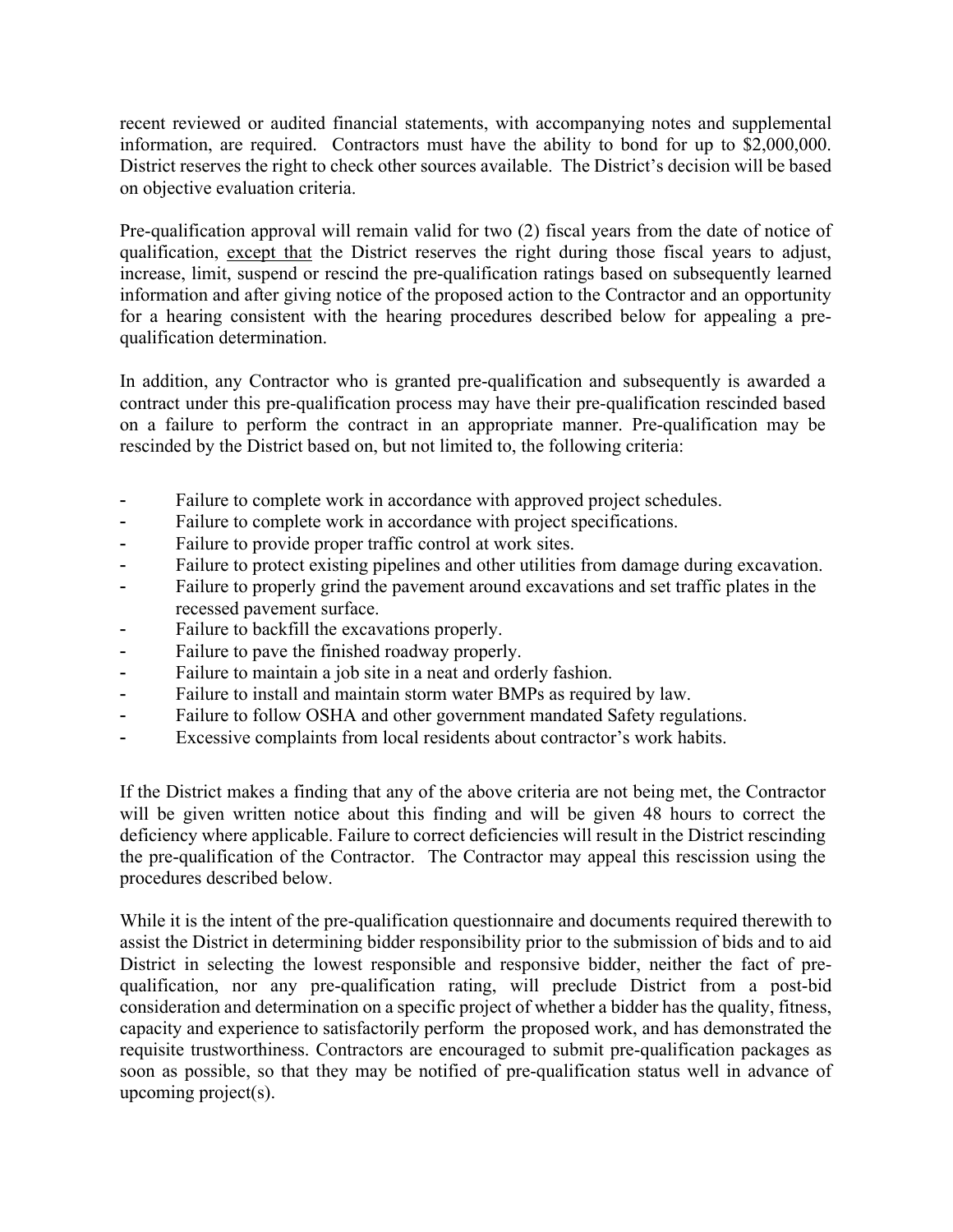recent reviewed or audited financial statements, with accompanying notes and supplemental information, are required. Contractors must have the ability to bond for up to $2,000,000. District reserves the right to check other sources available. The District's decision will be based on objective evaluation criteria.

Pre-qualification approval will remain valid for two (2) fiscal years from the date of notice of qualification, <u>except that</u> the District reserves the right during those fiscal years to adjust, increase, limit, suspend or rescind the pre-qualification ratings based on subsequently learned information and after giving notice of the proposed action to the Contractor and an opportunity for a hearing consistent with the hearing procedures described below for appealing a pre-qualification determination.

In addition, any Contractor who is granted pre-qualification and subsequently is awarded a contract under this pre-qualification process may have their pre-qualification rescinded based on a failure to perform the contract in an appropriate manner. Pre-qualification may be rescinded by the District based on, but not limited to, the following criteria:

- Failure to complete work in accordance with approved project schedules.
- Failure to complete work in accordance with project specifications.
- Failure to provide proper traffic control at work sites.
- Failure to protect existing pipelines and other utilities from damage during excavation.
- Failure to properly grind the pavement around excavations and set traffic plates in the recessed pavement surface.
- Failure to backfill the excavations properly.
- Failure to pave the finished roadway properly.
- Failure to maintain a job site in a neat and orderly fashion.
- Failure to install and maintain storm water BMPs as required by law.
- Failure to follow OSHA and other government mandated Safety regulations.
- Excessive complaints from local residents about contractor's work habits.

If the District makes a finding that any of the above criteria are not being met, the Contractor will be given written notice about this finding and will be given 48 hours to correct the deficiency where applicable. Failure to correct deficiencies will result in the District rescinding the pre-qualification of the Contractor. The Contractor may appeal this rescission using the procedures described below.

While it is the intent of the pre-qualification questionnaire and documents required therewith to assist the District in determining bidder responsibility prior to the submission of bids and to aid District in selecting the lowest responsible and responsive bidder, neither the fact of pre-qualification, nor any pre-qualification rating, will preclude District from a post-bid consideration and determination on a specific project of whether a bidder has the quality, fitness, capacity and experience to satisfactorily perform the proposed work, and has demonstrated the requisite trustworthiness. Contractors are encouraged to submit pre-qualification packages as soon as possible, so that they may be notified of pre-qualification status well in advance of upcoming project(s).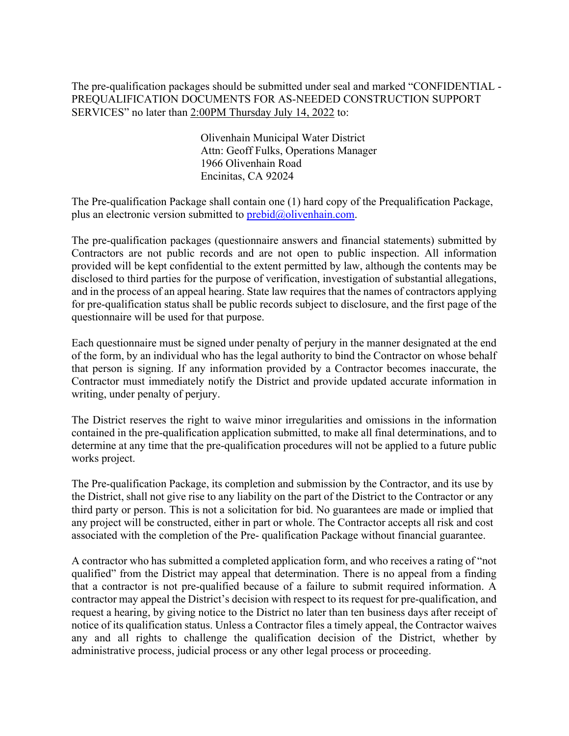The pre-qualification packages should be submitted under seal and marked "CONFIDENTIAL - PREQUALIFICATION DOCUMENTS FOR AS-NEEDED CONSTRUCTION SUPPORT SERVICES" no later than 2:00PM Thursday July 14, 2022 to:

Olivenhain Municipal Water District  
Attn: Geoff Fulks, Operations Manager  
1966 Olivenhain Road  
Encinitas, CA 92024

The Pre-qualification Package shall contain one (1) hard copy of the Prequalification Package, plus an electronic version submitted to prebid@olivenhain.com.

The pre-qualification packages (questionnaire answers and financial statements) submitted by Contractors are not public records and are not open to public inspection. All information provided will be kept confidential to the extent permitted by law, although the contents may be disclosed to third parties for the purpose of verification, investigation of substantial allegations, and in the process of an appeal hearing. State law requires that the names of contractors applying for pre-qualification status shall be public records subject to disclosure, and the first page of the questionnaire will be used for that purpose.

Each questionnaire must be signed under penalty of perjury in the manner designated at the end of the form, by an individual who has the legal authority to bind the Contractor on whose behalf that person is signing. If any information provided by a Contractor becomes inaccurate, the Contractor must immediately notify the District and provide updated accurate information in writing, under penalty of perjury.

The District reserves the right to waive minor irregularities and omissions in the information contained in the pre-qualification application submitted, to make all final determinations, and to determine at any time that the pre-qualification procedures will not be applied to a future public works project.

The Pre-qualification Package, its completion and submission by the Contractor, and its use by the District, shall not give rise to any liability on the part of the District to the Contractor or any third party or person. This is not a solicitation for bid. No guarantees are made or implied that any project will be constructed, either in part or whole. The Contractor accepts all risk and cost associated with the completion of the Pre- qualification Package without financial guarantee.

A contractor who has submitted a completed application form, and who receives a rating of "not qualified" from the District may appeal that determination. There is no appeal from a finding that a contractor is not pre-qualified because of a failure to submit required information. A contractor may appeal the District's decision with respect to its request for pre-qualification, and request a hearing, by giving notice to the District no later than ten business days after receipt of notice of its qualification status. Unless a Contractor files a timely appeal, the Contractor waives any and all rights to challenge the qualification decision of the District, whether by administrative process, judicial process or any other legal process or proceeding.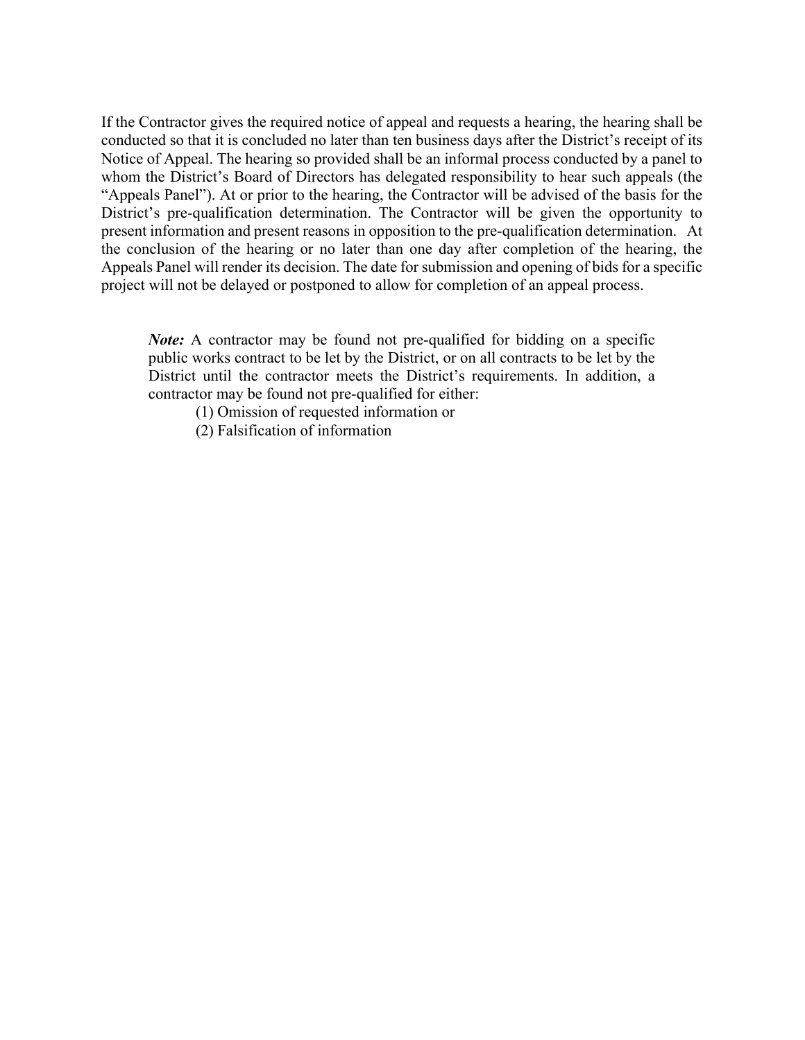If the Contractor gives the required notice of appeal and requests a hearing, the hearing shall be conducted so that it is concluded no later than ten business days after the District's receipt of its Notice of Appeal. The hearing so provided shall be an informal process conducted by a panel to whom the District's Board of Directors has delegated responsibility to hear such appeals (the "Appeals Panel"). At or prior to the hearing, the Contractor will be advised of the basis for the District's pre-qualification determination. The Contractor will be given the opportunity to present information and present reasons in opposition to the pre-qualification determination. At the conclusion of the hearing or no later than one day after completion of the hearing, the Appeals Panel will render its decision. The date for submission and opening of bids for a specific project will not be delayed or postponed to allow for completion of an appeal process.

> ***Note:*** A contractor may be found not pre-qualified for bidding on a specific public works contract to be let by the District, or on all contracts to be let by the District until the contractor meets the District's requirements. In addition, a contractor may be found not pre-qualified for either:
>
> (1) Omission of requested information or
>
> (2) Falsification of information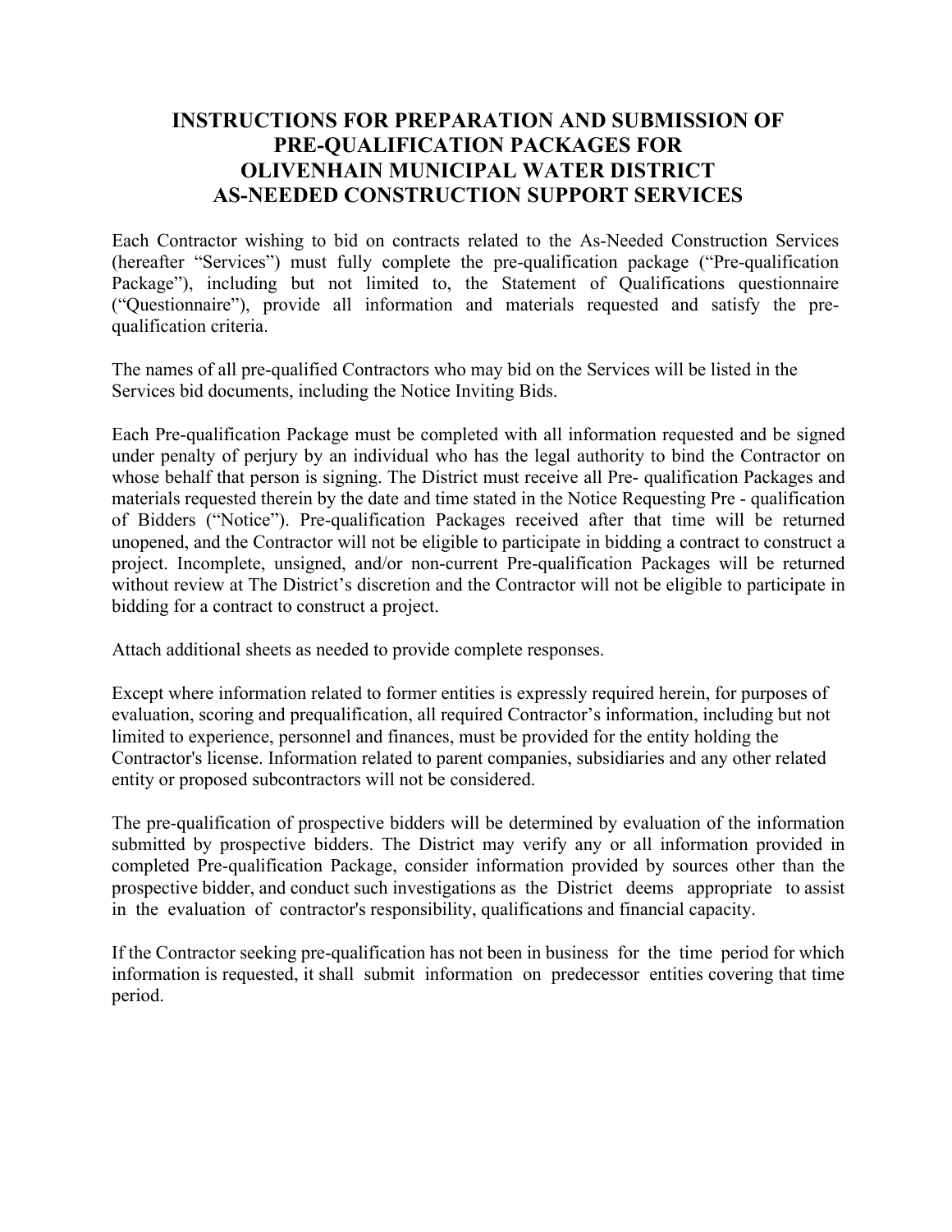# INSTRUCTIONS FOR PREPARATION AND SUBMISSION OF PRE-QUALIFICATION PACKAGES FOR OLIVENHAIN MUNICIPAL WATER DISTRICT AS-NEEDED CONSTRUCTION SUPPORT SERVICES

Each Contractor wishing to bid on contracts related to the As-Needed Construction Services (hereafter "Services") must fully complete the pre-qualification package ("Pre-qualification Package"), including but not limited to, the Statement of Qualifications questionnaire ("Questionnaire"), provide all information and materials requested and satisfy the pre-qualification criteria.

The names of all pre-qualified Contractors who may bid on the Services will be listed in the Services bid documents, including the Notice Inviting Bids.

Each Pre-qualification Package must be completed with all information requested and be signed under penalty of perjury by an individual who has the legal authority to bind the Contractor on whose behalf that person is signing. The District must receive all Pre- qualification Packages and materials requested therein by the date and time stated in the Notice Requesting Pre - qualification of Bidders ("Notice"). Pre-qualification Packages received after that time will be returned unopened, and the Contractor will not be eligible to participate in bidding a contract to construct a project. Incomplete, unsigned, and/or non-current Pre-qualification Packages will be returned without review at The District's discretion and the Contractor will not be eligible to participate in bidding for a contract to construct a project.

Attach additional sheets as needed to provide complete responses.

Except where information related to former entities is expressly required herein, for purposes of evaluation, scoring and prequalification, all required Contractor's information, including but not limited to experience, personnel and finances, must be provided for the entity holding the Contractor's license. Information related to parent companies, subsidiaries and any other related entity or proposed subcontractors will not be considered.

The pre-qualification of prospective bidders will be determined by evaluation of the information submitted by prospective bidders. The District may verify any or all information provided in completed Pre-qualification Package, consider information provided by sources other than the prospective bidder, and conduct such investigations as the District deems appropriate to assist in the evaluation of contractor's responsibility, qualifications and financial capacity.

If the Contractor seeking pre-qualification has not been in business for the time period for which information is requested, it shall submit information on predecessor entities covering that time period.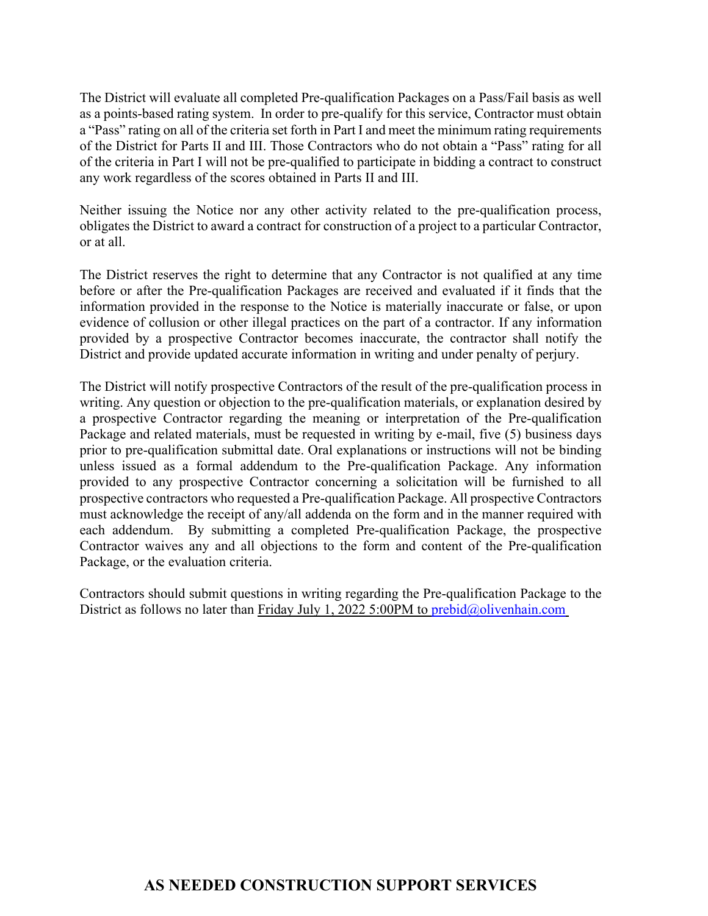The District will evaluate all completed Pre-qualification Packages on a Pass/Fail basis as well as a points-based rating system. In order to pre-qualify for this service, Contractor must obtain a "Pass" rating on all of the criteria set forth in Part I and meet the minimum rating requirements of the District for Parts II and III. Those Contractors who do not obtain a "Pass" rating for all of the criteria in Part I will not be pre-qualified to participate in bidding a contract to construct any work regardless of the scores obtained in Parts II and III.

Neither issuing the Notice nor any other activity related to the pre-qualification process, obligates the District to award a contract for construction of a project to a particular Contractor, or at all.

The District reserves the right to determine that any Contractor is not qualified at any time before or after the Pre-qualification Packages are received and evaluated if it finds that the information provided in the response to the Notice is materially inaccurate or false, or upon evidence of collusion or other illegal practices on the part of a contractor. If any information provided by a prospective Contractor becomes inaccurate, the contractor shall notify the District and provide updated accurate information in writing and under penalty of perjury.

The District will notify prospective Contractors of the result of the pre-qualification process in writing. Any question or objection to the pre-qualification materials, or explanation desired by a prospective Contractor regarding the meaning or interpretation of the Pre-qualification Package and related materials, must be requested in writing by e-mail, five (5) business days prior to pre-qualification submittal date. Oral explanations or instructions will not be binding unless issued as a formal addendum to the Pre-qualification Package. Any information provided to any prospective Contractor concerning a solicitation will be furnished to all prospective contractors who requested a Pre-qualification Package. All prospective Contractors must acknowledge the receipt of any/all addenda on the form and in the manner required with each addendum. By submitting a completed Pre-qualification Package, the prospective Contractor waives any and all objections to the form and content of the Pre-qualification Package, or the evaluation criteria.

Contractors should submit questions in writing regarding the Pre-qualification Package to the District as follows no later than Friday July 1, 2022 5:00PM to prebid@olivenhain.com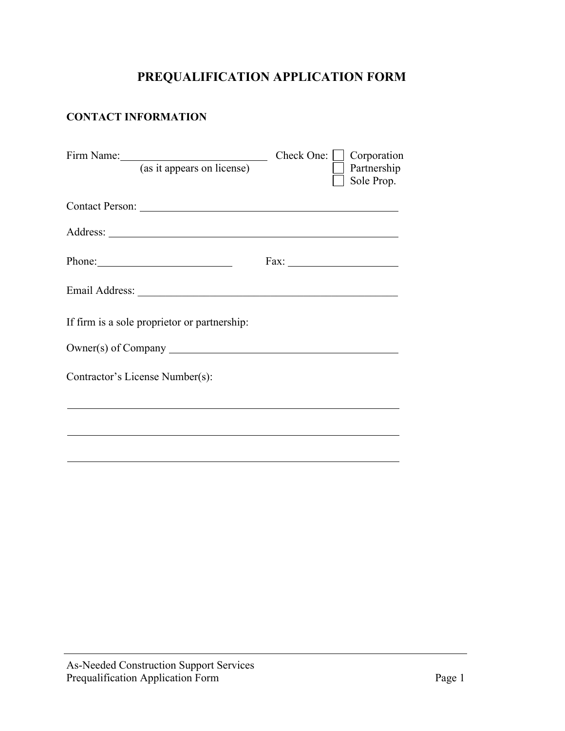# PREQUALIFICATION APPLICATION FORM

## CONTACT INFORMATION

Firm Name:\_\_\_\_\_\_\_\_\_\_\_\_\_\_\_\_\_\_\_\_\_\_\_\_\_\_\_\_ Check One: ☐ Corporation
(as it appears on license) ☐ Partnership
☐ Sole Prop.

Contact Person: \_\_\_\_\_\_\_\_\_\_\_\_\_\_\_\_\_\_\_\_\_\_\_\_\_\_\_\_\_\_\_\_\_\_\_\_\_\_\_\_\_\_\_\_\_\_

Address: \_\_\_\_\_\_\_\_\_\_\_\_\_\_\_\_\_\_\_\_\_\_\_\_\_\_\_\_\_\_\_\_\_\_\_\_\_\_\_\_\_\_\_\_\_\_\_\_\_\_\_

Phone:\_\_\_\_\_\_\_\_\_\_\_\_\_\_\_\_\_\_\_\_\_\_\_\_\_ Fax: \_\_\_\_\_\_\_\_\_\_\_\_\_\_\_\_\_\_\_\_

Email Address: \_\_\_\_\_\_\_\_\_\_\_\_\_\_\_\_\_\_\_\_\_\_\_\_\_\_\_\_\_\_\_\_\_\_\_\_\_\_\_\_\_\_\_\_\_\_\_

If firm is a sole proprietor or partnership:

Owner(s) of Company \_\_\_\_\_\_\_\_\_\_\_\_\_\_\_\_\_\_\_\_\_\_\_\_\_\_\_\_\_\_\_\_\_\_\_\_\_\_\_\_\_

Contractor's License Number(s):

\_\_\_\_\_\_\_\_\_\_\_\_\_\_\_\_\_\_\_\_\_\_\_\_\_\_\_\_\_\_\_\_\_\_\_\_\_\_\_\_\_\_\_\_\_\_\_\_\_\_\_\_\_\_\_\_\_\_\_\_

\_\_\_\_\_\_\_\_\_\_\_\_\_\_\_\_\_\_\_\_\_\_\_\_\_\_\_\_\_\_\_\_\_\_\_\_\_\_\_\_\_\_\_\_\_\_\_\_\_\_\_\_\_\_\_\_\_\_\_\_

\_\_\_\_\_\_\_\_\_\_\_\_\_\_\_\_\_\_\_\_\_\_\_\_\_\_\_\_\_\_\_\_\_\_\_\_\_\_\_\_\_\_\_\_\_\_\_\_\_\_\_\_\_\_\_\_\_\_\_\_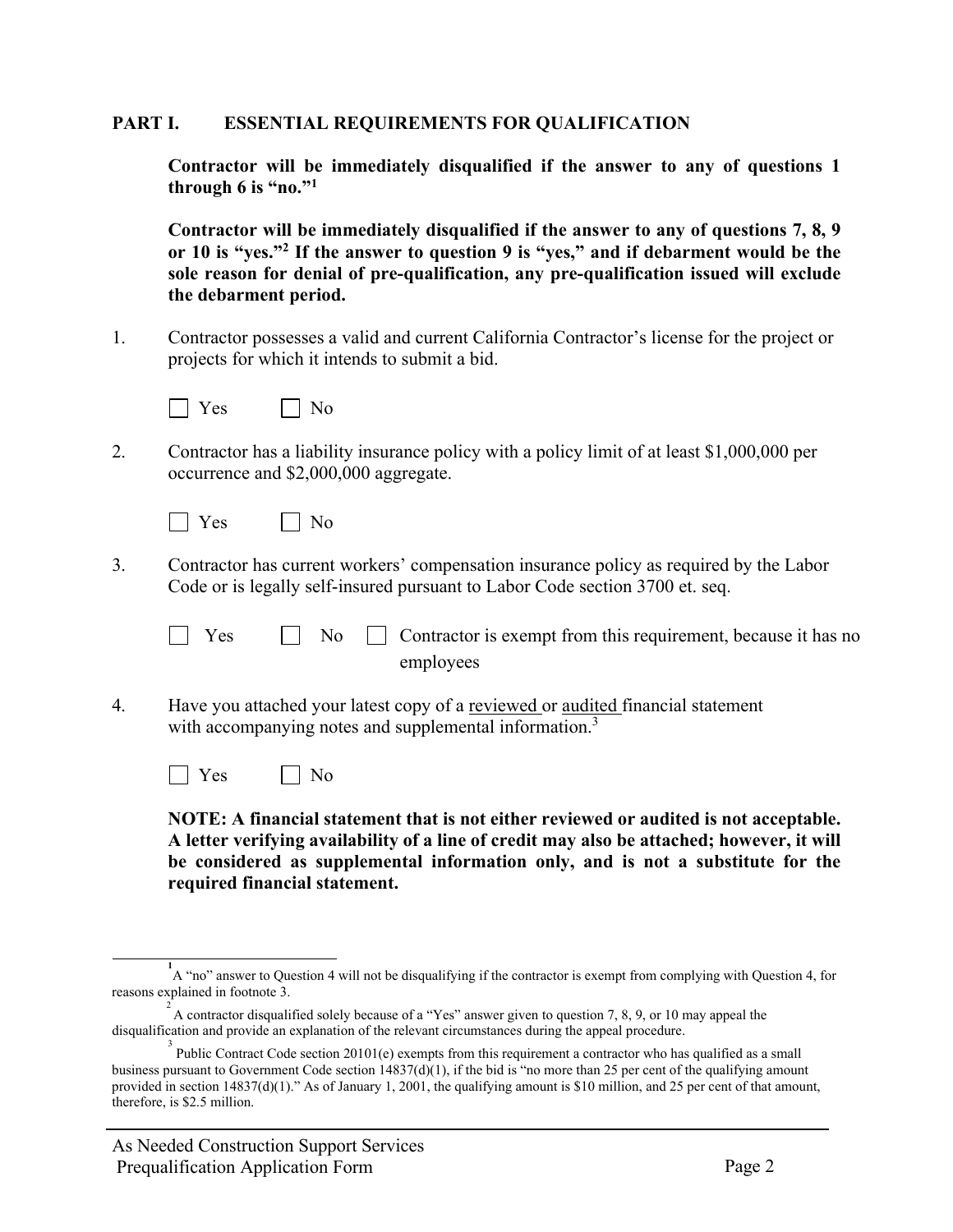## PART I. ESSENTIAL REQUIREMENTS FOR QUALIFICATION

**Contractor will be immediately disqualified if the answer to any of questions 1 through 6 is "no."[1]**

**Contractor will be immediately disqualified if the answer to any of questions 7, 8, 9 or 10 is "yes."[2] If the answer to question 9 is "yes," and if debarment would be the sole reason for denial of pre-qualification, any pre-qualification issued will exclude the debarment period.**

1. Contractor possesses a valid and current California Contractor's license for the project or projects for which it intends to submit a bid.

   ☐ Yes ☐ No

2. Contractor has a liability insurance policy with a policy limit of at least $1,000,000 per occurrence and $2,000,000 aggregate.

   ☐ Yes ☐ No

3. Contractor has current workers' compensation insurance policy as required by the Labor Code or is legally self-insured pursuant to Labor Code section 3700 et. seq.

   ☐ Yes ☐ No ☐ Contractor is exempt from this requirement, because it has no employees

4. Have you attached your latest copy of a reviewed or audited financial statement with accompanying notes and supplemental information.[3]

   ☐ Yes ☐ No

   **NOTE: A financial statement that is not either reviewed or audited is not acceptable. A letter verifying availability of a line of credit may also be attached; however, it will be considered as supplemental information only, and is not a substitute for the required financial statement.**

---

[1] A "no" answer to Question 4 will not be disqualifying if the contractor is exempt from complying with Question 4, for reasons explained in footnote 3.

[2] A contractor disqualified solely because of a "Yes" answer given to question 7, 8, 9, or 10 may appeal the disqualification and provide an explanation of the relevant circumstances during the appeal procedure.

[3] Public Contract Code section 20101(e) exempts from this requirement a contractor who has qualified as a small business pursuant to Government Code section 14837(d)(1), if the bid is "no more than 25 per cent of the qualifying amount provided in section 14837(d)(1)." As of January 1, 2001, the qualifying amount is $10 million, and 25 per cent of that amount, therefore, is $2.5 million.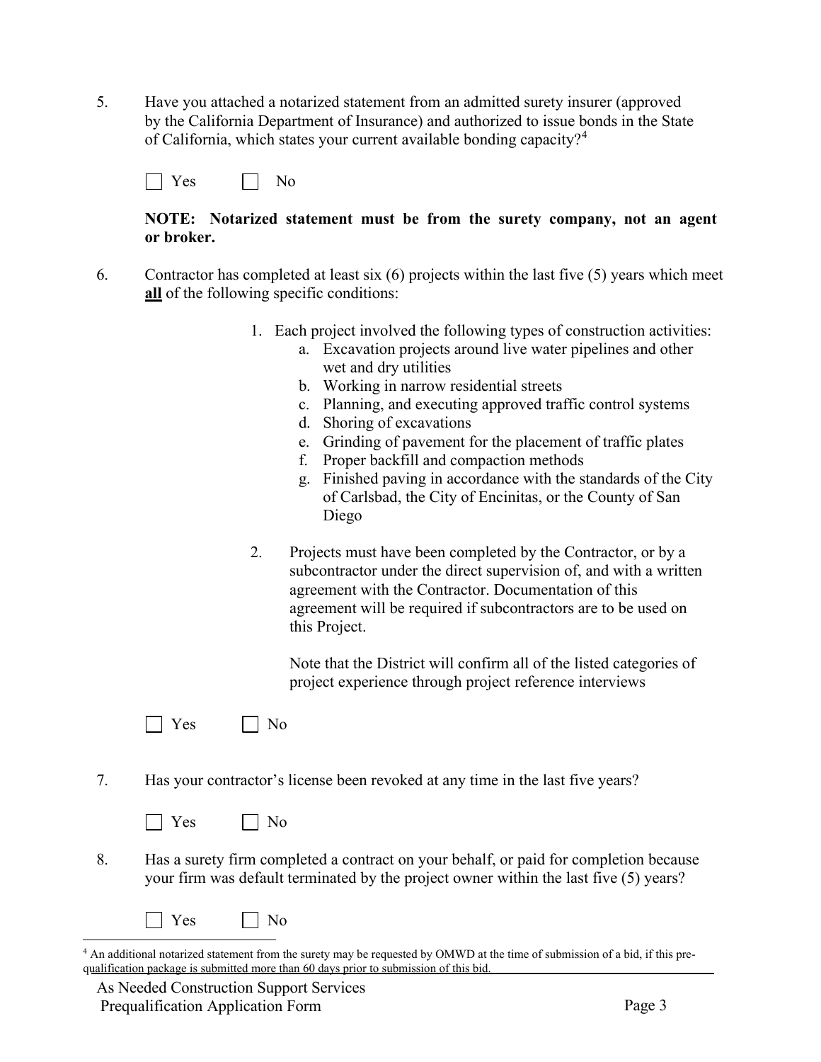5. Have you attached a notarized statement from an admitted surety insurer (approved by the California Department of Insurance) and authorized to issue bonds in the State of California, which states your current available bonding capacity?[4]

   ☐ Yes ☐ No

   **NOTE: Notarized statement must be from the surety company, not an agent or broker.**

6. Contractor has completed at least six (6) projects within the last five (5) years which meet **all** of the following specific conditions:

   1. Each project involved the following types of construction activities:
      a. Excavation projects around live water pipelines and other wet and dry utilities
      b. Working in narrow residential streets
      c. Planning, and executing approved traffic control systems
      d. Shoring of excavations
      e. Grinding of pavement for the placement of traffic plates
      f. Proper backfill and compaction methods
      g. Finished paving in accordance with the standards of the City of Carlsbad, the City of Encinitas, or the County of San Diego

   2. Projects must have been completed by the Contractor, or by a subcontractor under the direct supervision of, and with a written agreement with the Contractor. Documentation of this agreement will be required if subcontractors are to be used on this Project.

      Note that the District will confirm all of the listed categories of project experience through project reference interviews

   ☐ Yes ☐ No

7. Has your contractor's license been revoked at any time in the last five years?

   ☐ Yes ☐ No

8. Has a surety firm completed a contract on your behalf, or paid for completion because your firm was default terminated by the project owner within the last five (5) years?

   ☐ Yes ☐ No

---

[4] An additional notarized statement from the surety may be requested by OMWD at the time of submission of a bid, if this prequalification package is submitted more than 60 days prior to submission of this bid.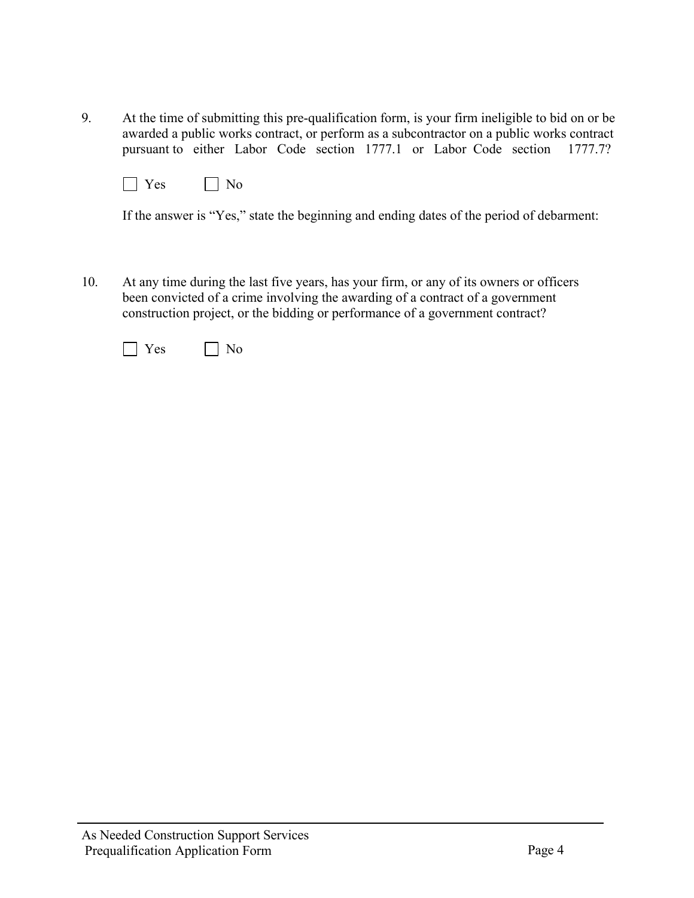9. At the time of submitting this pre-qualification form, is your firm ineligible to bid on or be awarded a public works contract, or perform as a subcontractor on a public works contract pursuant to either Labor Code section 1777.1 or Labor Code section 1777.7?

   ☐ Yes ☐ No

   If the answer is "Yes," state the beginning and ending dates of the period of debarment:

10. At any time during the last five years, has your firm, or any of its owners or officers been convicted of a crime involving the awarding of a contract of a government construction project, or the bidding or performance of a government contract?

    ☐ Yes ☐ No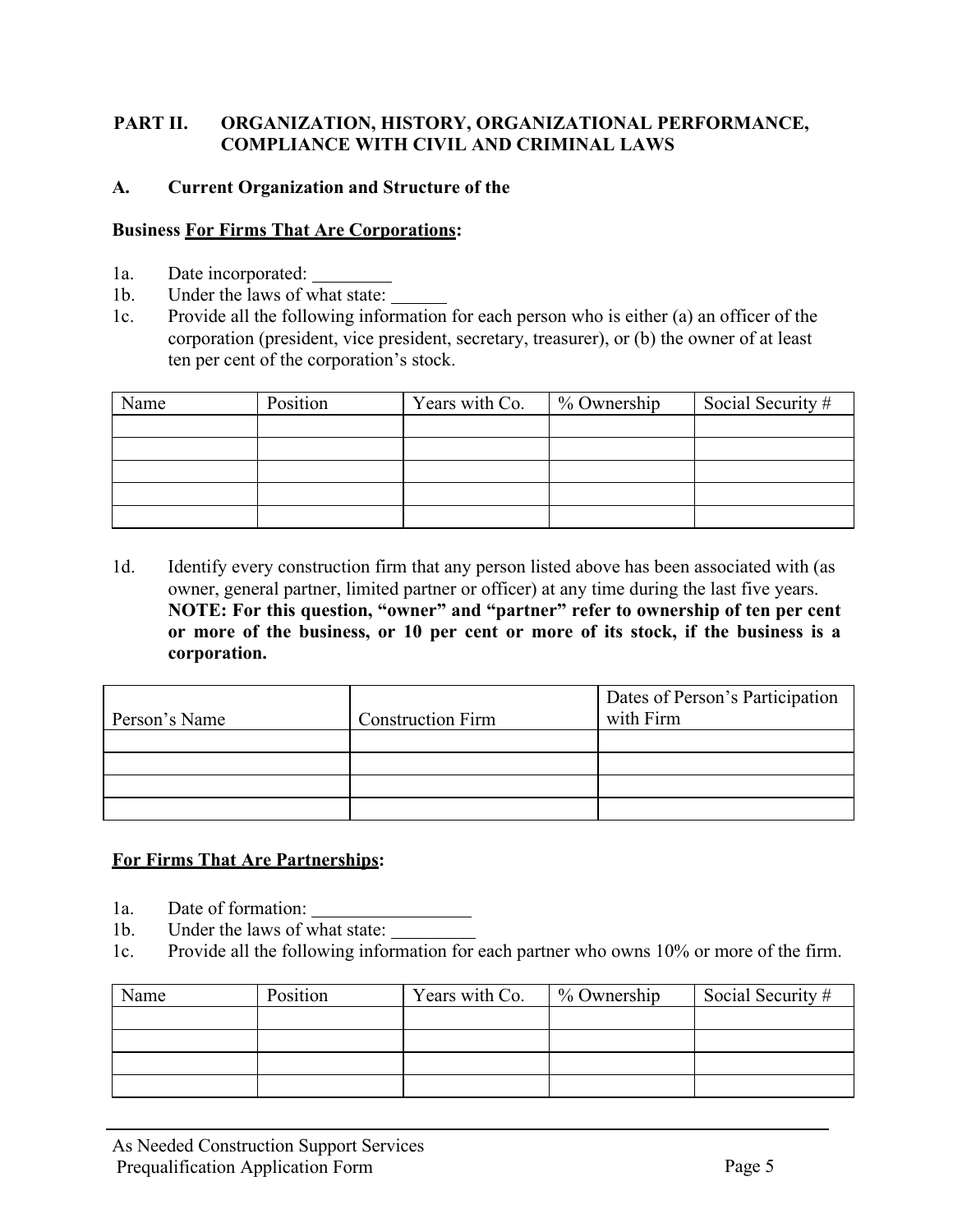**PART II. ORGANIZATION, HISTORY, ORGANIZATIONAL PERFORMANCE, COMPLIANCE WITH CIVIL AND CRIMINAL LAWS**

**A. Current Organization and Structure of the**

**Business <u>For Firms That Are Corporations</u>:**

1a. Date incorporated: \_\_\_\_\_\_\_\_\_

1b. Under the laws of what state: \_\_\_\_\_\_

1c. Provide all the following information for each person who is either (a) an officer of the corporation (president, vice president, secretary, treasurer), or (b) the owner of at least ten per cent of the corporation's stock.

| Name | Position | Years with Co. | % Ownership | Social Security # |
|---|---|---|---|---|
| | | | | |
| | | | | |
| | | | | |
| | | | | |
| | | | | |

1d. Identify every construction firm that any person listed above has been associated with (as owner, general partner, limited partner or officer) at any time during the last five years. **NOTE: For this question, "owner" and "partner" refer to ownership of ten per cent or more of the business, or 10 per cent or more of its stock, if the business is a corporation.**

| Person's Name | Construction Firm | Dates of Person's Participation with Firm |
|---|---|---|
| | | |
| | | |
| | | |
| | | |

**<u>For Firms That Are Partnerships</u>:**

1a. Date of formation: \_\_\_\_\_\_\_\_\_\_\_\_\_\_\_\_\_

1b. Under the laws of what state: \_\_\_\_\_\_\_\_\_

1c. Provide all the following information for each partner who owns 10% or more of the firm.

| Name | Position | Years with Co. | % Ownership | Social Security # |
|---|---|---|---|---|
| | | | | |
| | | | | |
| | | | | |
| | | | | |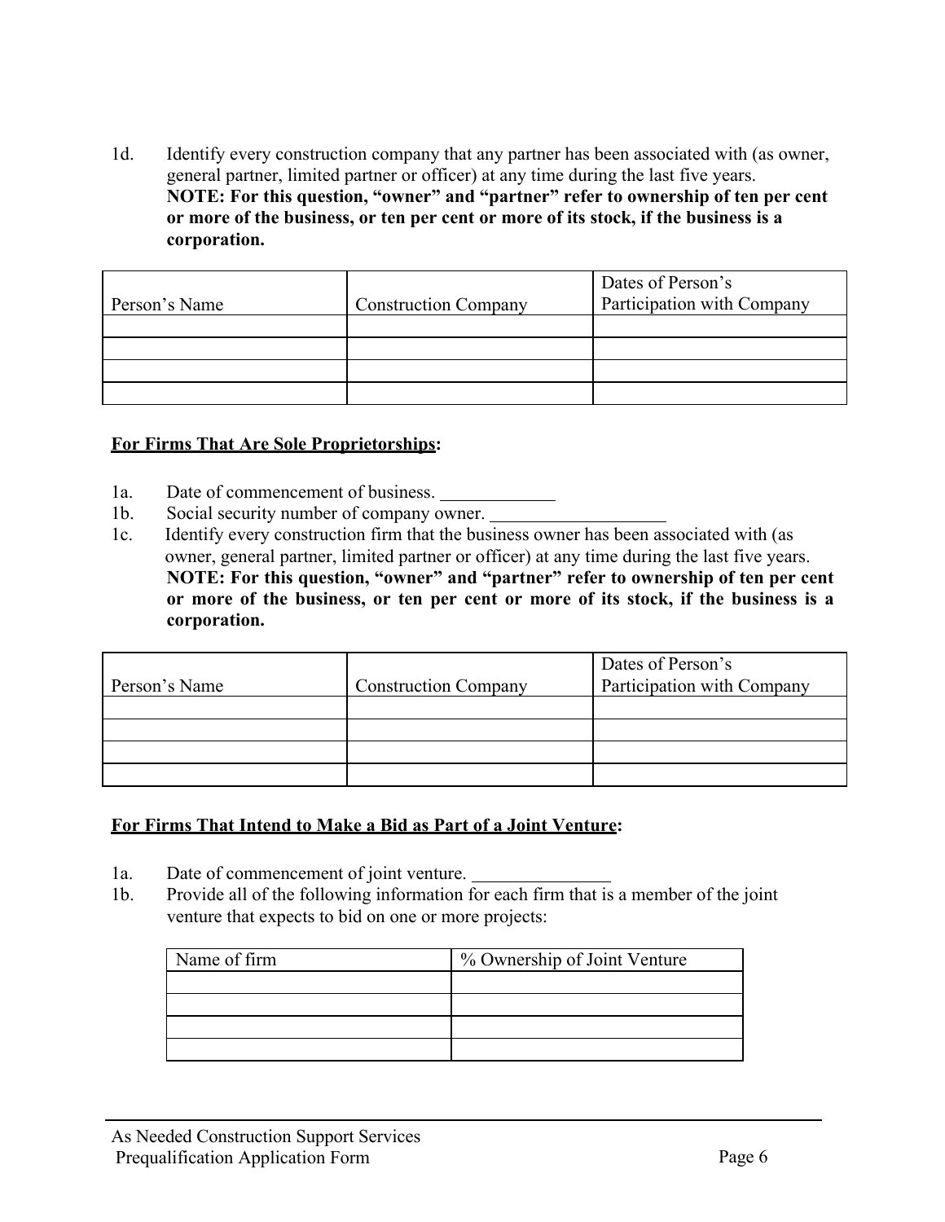1d. Identify every construction company that any partner has been associated with (as owner, general partner, limited partner or officer) at any time during the last five years.
**NOTE: For this question, "owner" and "partner" refer to ownership of ten per cent or more of the business, or ten per cent or more of its stock, if the business is a corporation.**

| Person's Name | Construction Company | Dates of Person's Participation with Company |
|---|---|---|
| | | |
| | | |
| | | |
| | | |

**For Firms That Are Sole Proprietorships:**

1a. Date of commencement of business. ____________

1b. Social security number of company owner. ___________________

1c. Identify every construction firm that the business owner has been associated with (as owner, general partner, limited partner or officer) at any time during the last five years.
**NOTE: For this question, "owner" and "partner" refer to ownership of ten per cent or more of the business, or ten per cent or more of its stock, if the business is a corporation.**

| Person's Name | Construction Company | Dates of Person's Participation with Company |
|---|---|---|
| | | |
| | | |
| | | |
| | | |

**For Firms That Intend to Make a Bid as Part of a Joint Venture:**

1a. Date of commencement of joint venture. _______________

1b. Provide all of the following information for each firm that is a member of the joint venture that expects to bid on one or more projects:

| Name of firm | % Ownership of Joint Venture |
|---|---|
| | |
| | |
| | |
| | |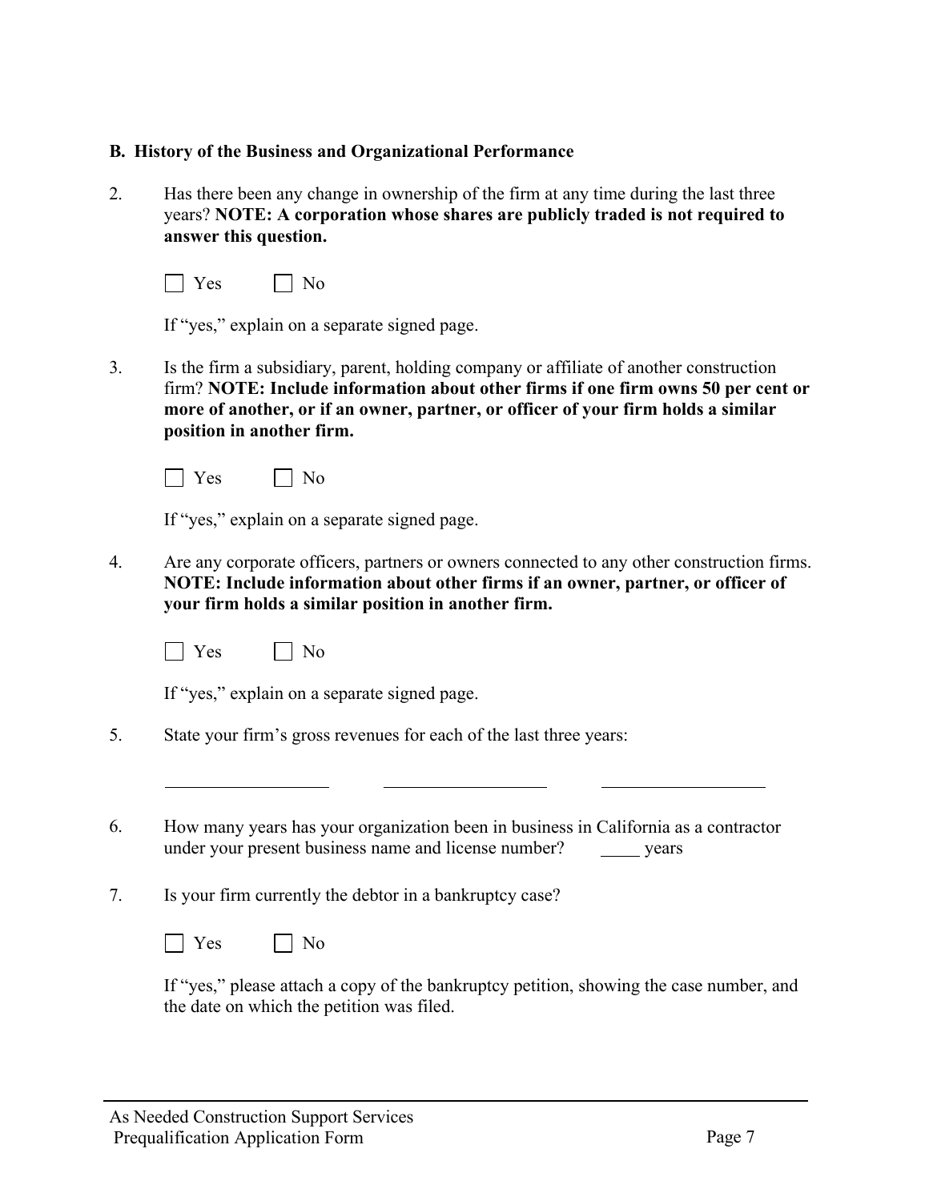### B. History of the Business and Organizational Performance

2. Has there been any change in ownership of the firm at any time during the last three years? **NOTE: A corporation whose shares are publicly traded is not required to answer this question.**

   ☐ Yes ☐ No

   If "yes," explain on a separate signed page.

3. Is the firm a subsidiary, parent, holding company or affiliate of another construction firm? **NOTE: Include information about other firms if one firm owns 50 per cent or more of another, or if an owner, partner, or officer of your firm holds a similar position in another firm.**

   ☐ Yes ☐ No

   If "yes," explain on a separate signed page.

4. Are any corporate officers, partners or owners connected to any other construction firms. **NOTE: Include information about other firms if an owner, partner, or officer of your firm holds a similar position in another firm.**

   ☐ Yes ☐ No

   If "yes," explain on a separate signed page.

5. State your firm's gross revenues for each of the last three years:

   \_\_\_\_\_\_\_\_\_\_\_\_\_\_\_\_\_\_ \_\_\_\_\_\_\_\_\_\_\_\_\_\_\_\_\_\_ \_\_\_\_\_\_\_\_\_\_\_\_\_\_\_\_\_\_

6. How many years has your organization been in business in California as a contractor under your present business name and license number? \_\_\_\_\_ years

7. Is your firm currently the debtor in a bankruptcy case?

   ☐ Yes ☐ No

   If "yes," please attach a copy of the bankruptcy petition, showing the case number, and the date on which the petition was filed.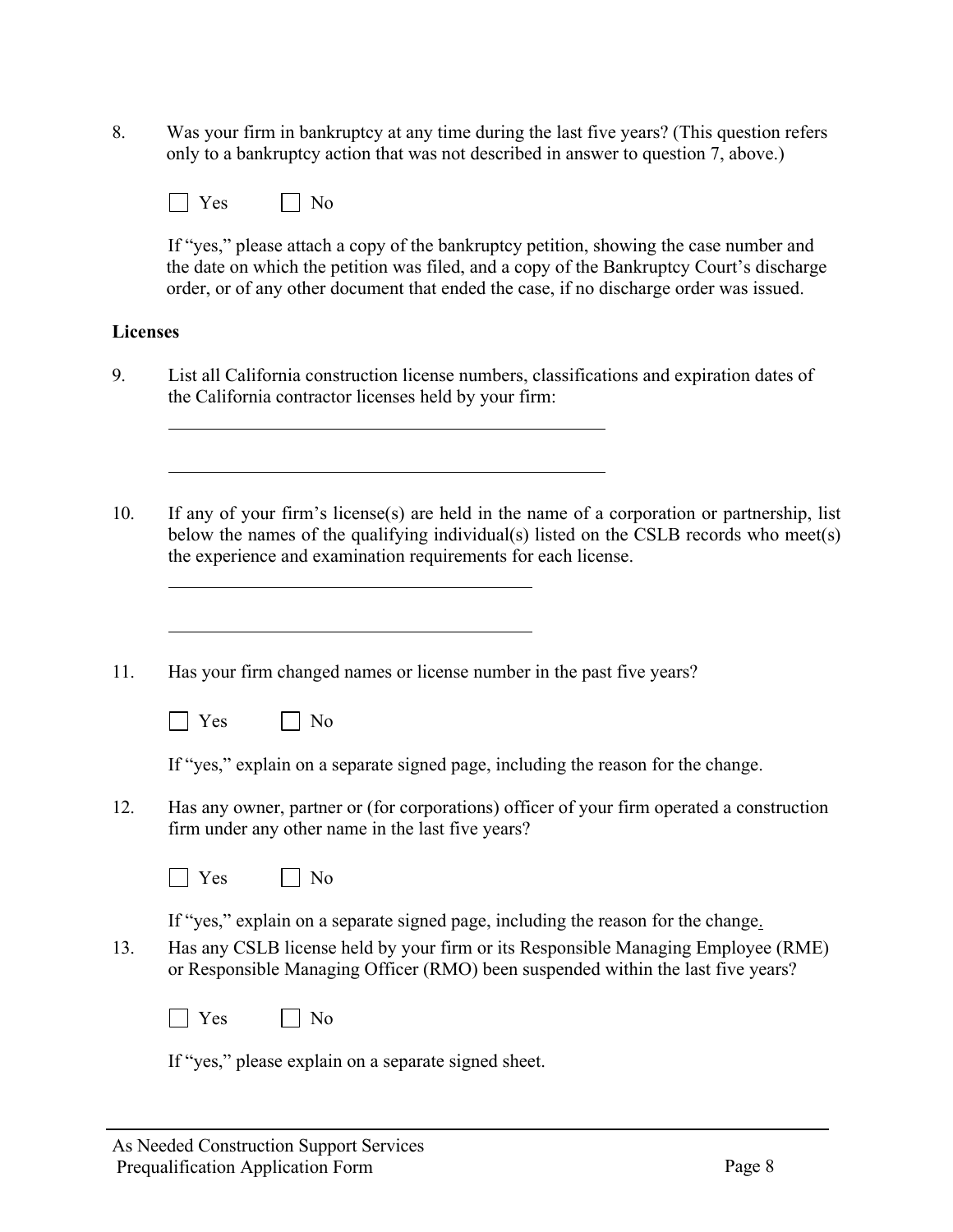8. Was your firm in bankruptcy at any time during the last five years? (This question refers only to a bankruptcy action that was not described in answer to question 7, above.)

   ☐ Yes ☐ No

   If "yes," please attach a copy of the bankruptcy petition, showing the case number and the date on which the petition was filed, and a copy of the Bankruptcy Court's discharge order, or of any other document that ended the case, if no discharge order was issued.

**Licenses**

9. List all California construction license numbers, classifications and expiration dates of the California contractor licenses held by your firm:

   ______________________________________________

   ______________________________________________

10. If any of your firm's license(s) are held in the name of a corporation or partnership, list below the names of the qualifying individual(s) listed on the CSLB records who meet(s) the experience and examination requirements for each license.

    ______________________________________

    ______________________________________

11. Has your firm changed names or license number in the past five years?

    ☐ Yes ☐ No

    If "yes," explain on a separate signed page, including the reason for the change.

12. Has any owner, partner or (for corporations) officer of your firm operated a construction firm under any other name in the last five years?

    ☐ Yes ☐ No

    If "yes," explain on a separate signed page, including the reason for the change.

13. Has any CSLB license held by your firm or its Responsible Managing Employee (RME) or Responsible Managing Officer (RMO) been suspended within the last five years?

    ☐ Yes ☐ No

    If "yes," please explain on a separate signed sheet.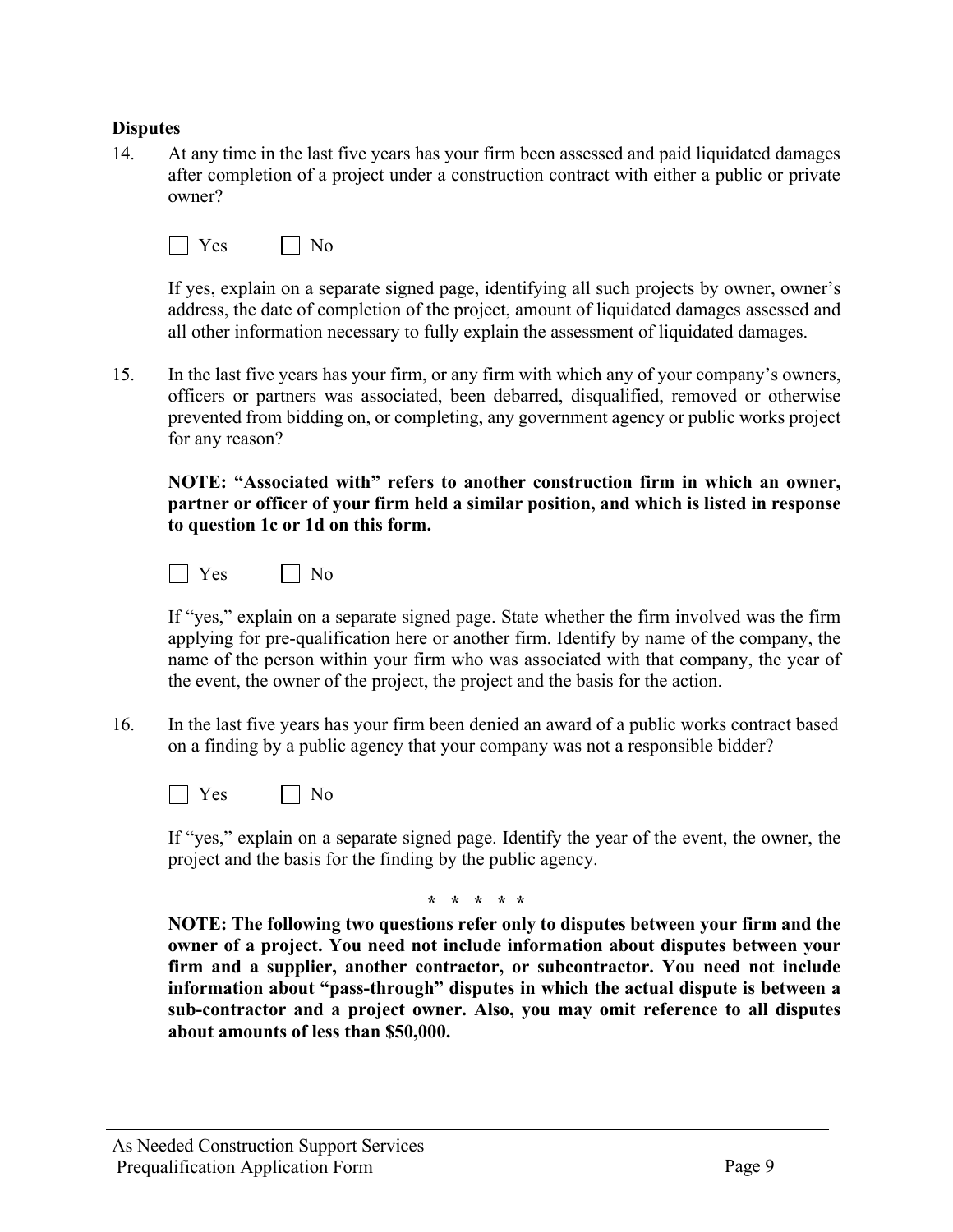**Disputes**

14. At any time in the last five years has your firm been assessed and paid liquidated damages after completion of a project under a construction contract with either a public or private owner?

    ☐ Yes ☐ No

    If yes, explain on a separate signed page, identifying all such projects by owner, owner's address, the date of completion of the project, amount of liquidated damages assessed and all other information necessary to fully explain the assessment of liquidated damages.

15. In the last five years has your firm, or any firm with which any of your company's owners, officers or partners was associated, been debarred, disqualified, removed or otherwise prevented from bidding on, or completing, any government agency or public works project for any reason?

    **NOTE: "Associated with" refers to another construction firm in which an owner, partner or officer of your firm held a similar position, and which is listed in response to question 1c or 1d on this form.**

    ☐ Yes ☐ No

    If "yes," explain on a separate signed page. State whether the firm involved was the firm applying for pre-qualification here or another firm. Identify by name of the company, the name of the person within your firm who was associated with that company, the year of the event, the owner of the project, the project and the basis for the action.

16. In the last five years has your firm been denied an award of a public works contract based on a finding by a public agency that your company was not a responsible bidder?

    ☐ Yes ☐ No

    If "yes," explain on a separate signed page. Identify the year of the event, the owner, the project and the basis for the finding by the public agency.

\* \* \* \* \*

**NOTE: The following two questions refer only to disputes between your firm and the owner of a project. You need not include information about disputes between your firm and a supplier, another contractor, or subcontractor. You need not include information about "pass-through" disputes in which the actual dispute is between a sub-contractor and a project owner. Also, you may omit reference to all disputes about amounts of less than $50,000.**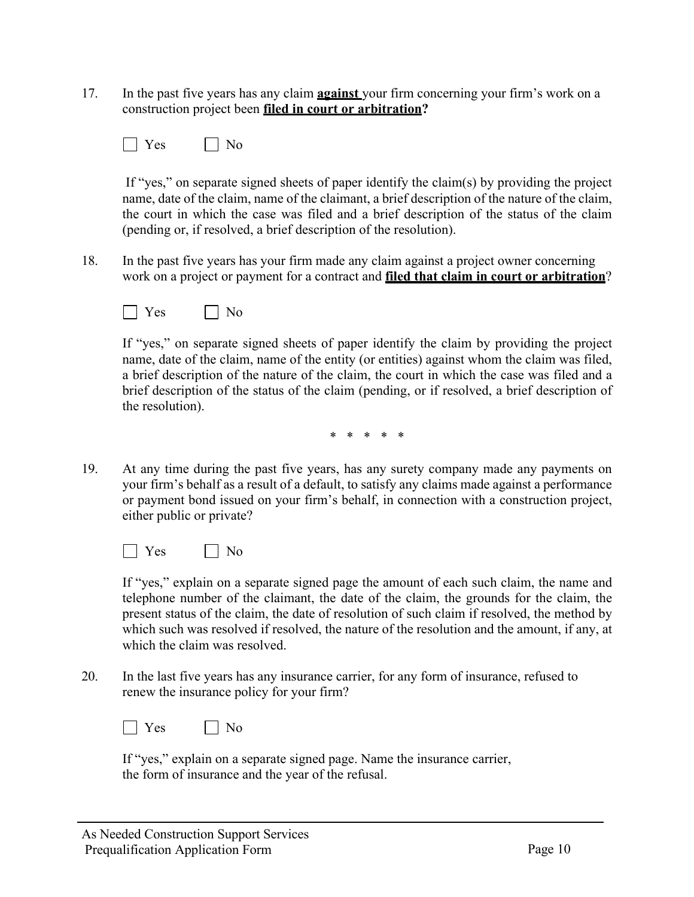17. In the past five years has any claim **<u>against</u>** your firm concerning your firm's work on a construction project been **<u>filed in court or arbitration</u>?**

☐ Yes ☐ No

If "yes," on separate signed sheets of paper identify the claim(s) by providing the project name, date of the claim, name of the claimant, a brief description of the nature of the claim, the court in which the case was filed and a brief description of the status of the claim (pending or, if resolved, a brief description of the resolution).

18. In the past five years has your firm made any claim against a project owner concerning work on a project or payment for a contract and **<u>filed that claim in court or arbitration</u>**?

☐ Yes ☐ No

If "yes," on separate signed sheets of paper identify the claim by providing the project name, date of the claim, name of the entity (or entities) against whom the claim was filed, a brief description of the nature of the claim, the court in which the case was filed and a brief description of the status of the claim (pending, or if resolved, a brief description of the resolution).

\* \* \* \* \*

19. At any time during the past five years, has any surety company made any payments on your firm's behalf as a result of a default, to satisfy any claims made against a performance or payment bond issued on your firm's behalf, in connection with a construction project, either public or private?

☐ Yes ☐ No

If "yes," explain on a separate signed page the amount of each such claim, the name and telephone number of the claimant, the date of the claim, the grounds for the claim, the present status of the claim, the date of resolution of such claim if resolved, the method by which such was resolved if resolved, the nature of the resolution and the amount, if any, at which the claim was resolved.

20. In the last five years has any insurance carrier, for any form of insurance, refused to renew the insurance policy for your firm?

☐ Yes ☐ No

If "yes," explain on a separate signed page. Name the insurance carrier, the form of insurance and the year of the refusal.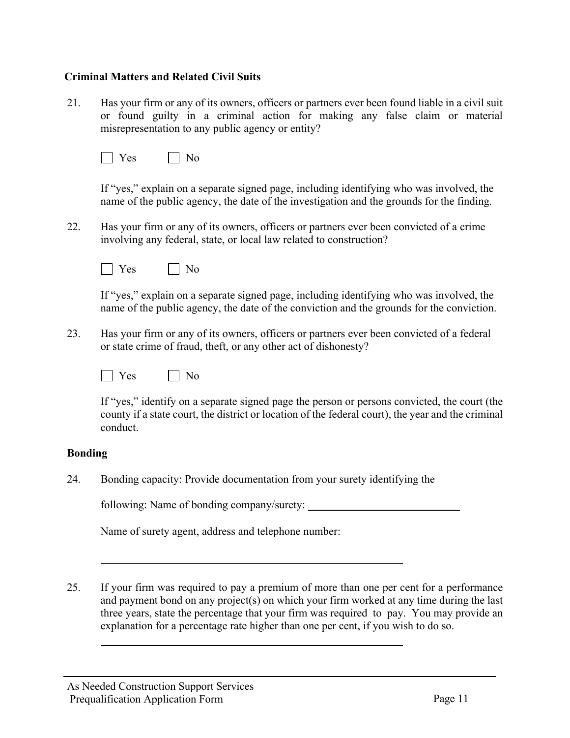**Criminal Matters and Related Civil Suits**

21. Has your firm or any of its owners, officers or partners ever been found liable in a civil suit or found guilty in a criminal action for making any false claim or material misrepresentation to any public agency or entity?

   ☐ Yes ☐ No

   If "yes," explain on a separate signed page, including identifying who was involved, the name of the public agency, the date of the investigation and the grounds for the finding.

22. Has your firm or any of its owners, officers or partners ever been convicted of a crime involving any federal, state, or local law related to construction?

   ☐ Yes ☐ No

   If "yes," explain on a separate signed page, including identifying who was involved, the name of the public agency, the date of the conviction and the grounds for the conviction.

23. Has your firm or any of its owners, officers or partners ever been convicted of a federal or state crime of fraud, theft, or any other act of dishonesty?

   ☐ Yes ☐ No

   If "yes," identify on a separate signed page the person or persons convicted, the court (the county if a state court, the district or location of the federal court), the year and the criminal conduct.

**Bonding**

24. Bonding capacity: Provide documentation from your surety identifying the

   following: Name of bonding company/surety: ____________________________

   Name of surety agent, address and telephone number:

   ________________________________________________________

25. If your firm was required to pay a premium of more than one per cent for a performance and payment bond on any project(s) on which your firm worked at any time during the last three years, state the percentage that your firm was required to pay. You may provide an explanation for a percentage rate higher than one per cent, if you wish to do so.

   ________________________________________________________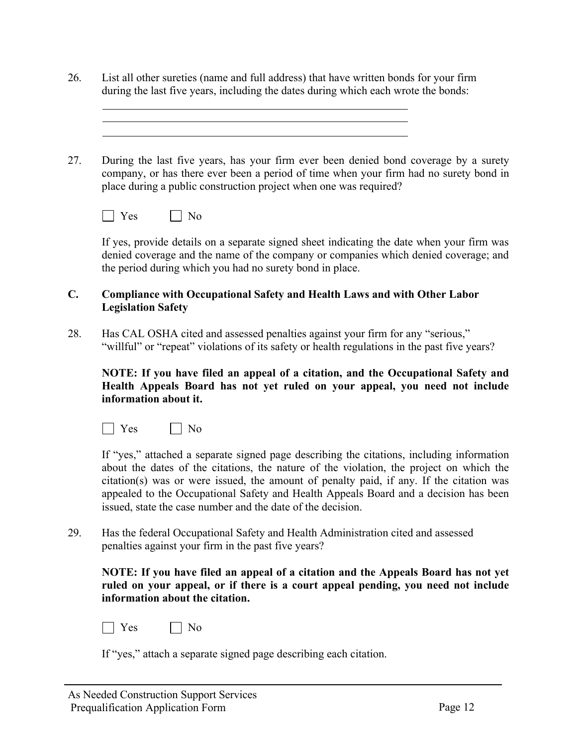26. List all other sureties (name and full address) that have written bonds for your firm during the last five years, including the dates during which each wrote the bonds:

\_\_\_\_\_\_\_\_\_\_\_\_\_\_\_\_\_\_\_\_\_\_\_\_\_\_\_\_\_\_\_\_\_\_\_\_\_\_\_\_\_\_\_\_\_\_\_\_\_\_\_\_\_\_\_\_

\_\_\_\_\_\_\_\_\_\_\_\_\_\_\_\_\_\_\_\_\_\_\_\_\_\_\_\_\_\_\_\_\_\_\_\_\_\_\_\_\_\_\_\_\_\_\_\_\_\_\_\_\_\_\_\_

\_\_\_\_\_\_\_\_\_\_\_\_\_\_\_\_\_\_\_\_\_\_\_\_\_\_\_\_\_\_\_\_\_\_\_\_\_\_\_\_\_\_\_\_\_\_\_\_\_\_\_\_\_\_\_\_

27. During the last five years, has your firm ever been denied bond coverage by a surety company, or has there ever been a period of time when your firm had no surety bond in place during a public construction project when one was required?

☐ Yes ☐ No

If yes, provide details on a separate signed sheet indicating the date when your firm was denied coverage and the name of the company or companies which denied coverage; and the period during which you had no surety bond in place.

## C. Compliance with Occupational Safety and Health Laws and with Other Labor Legislation Safety

28. Has CAL OSHA cited and assessed penalties against your firm for any "serious," "willful" or "repeat" violations of its safety or health regulations in the past five years?

**NOTE: If you have filed an appeal of a citation, and the Occupational Safety and Health Appeals Board has not yet ruled on your appeal, you need not include information about it.**

☐ Yes ☐ No

If "yes," attached a separate signed page describing the citations, including information about the dates of the citations, the nature of the violation, the project on which the citation(s) was or were issued, the amount of penalty paid, if any. If the citation was appealed to the Occupational Safety and Health Appeals Board and a decision has been issued, state the case number and the date of the decision.

29. Has the federal Occupational Safety and Health Administration cited and assessed penalties against your firm in the past five years?

**NOTE: If you have filed an appeal of a citation and the Appeals Board has not yet ruled on your appeal, or if there is a court appeal pending, you need not include information about the citation.**

☐ Yes ☐ No

If "yes," attach a separate signed page describing each citation.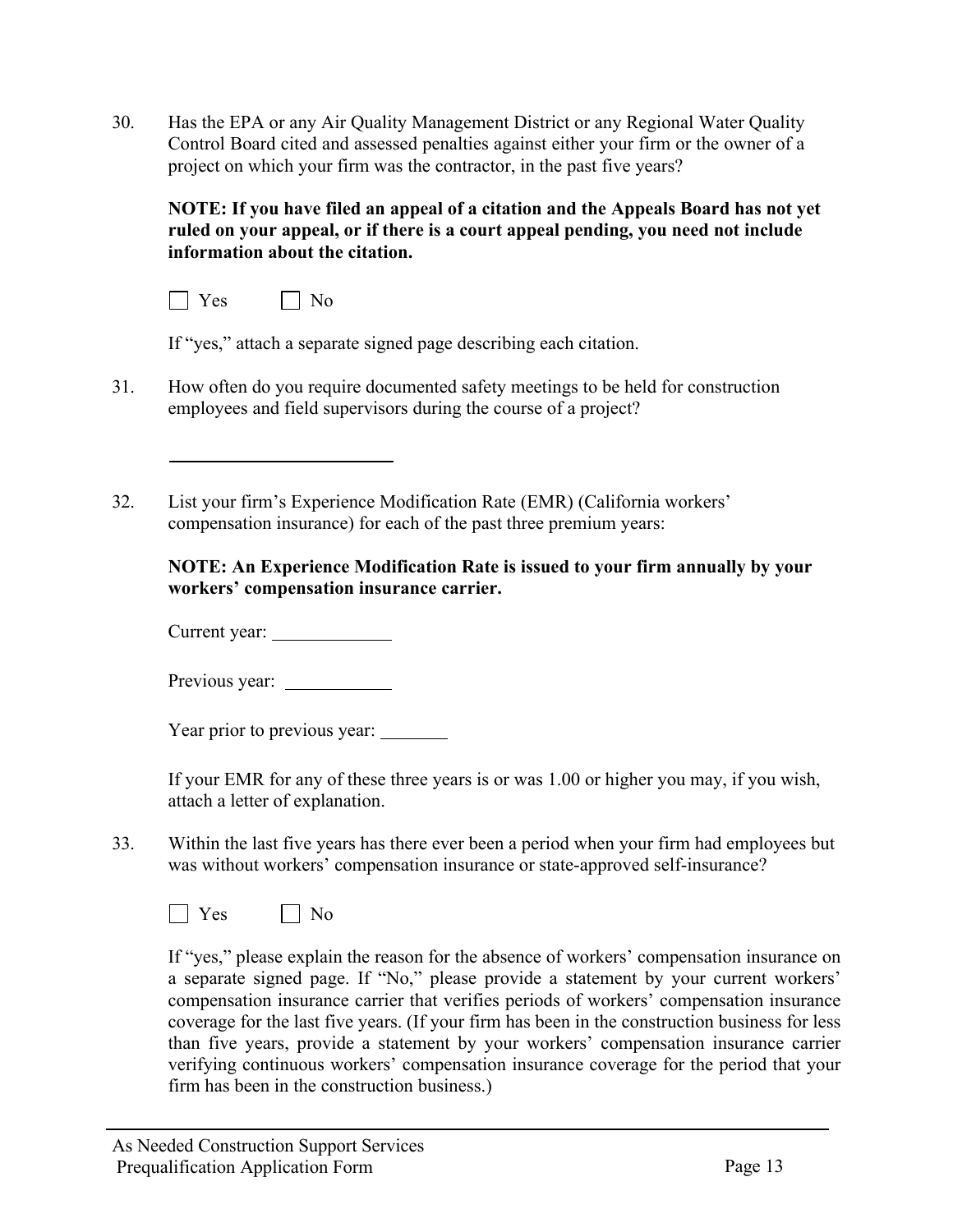30. Has the EPA or any Air Quality Management District or any Regional Water Quality Control Board cited and assessed penalties against either your firm or the owner of a project on which your firm was the contractor, in the past five years?

    **NOTE: If you have filed an appeal of a citation and the Appeals Board has not yet ruled on your appeal, or if there is a court appeal pending, you need not include information about the citation.**

    ☐ Yes ☐ No

    If "yes," attach a separate signed page describing each citation.

31. How often do you require documented safety meetings to be held for construction employees and field supervisors during the course of a project?

    ________________________

32. List your firm's Experience Modification Rate (EMR) (California workers' compensation insurance) for each of the past three premium years:

    **NOTE: An Experience Modification Rate is issued to your firm annually by your workers' compensation insurance carrier.**

    Current year: ____________

    Previous year: ___________

    Year prior to previous year: _______

    If your EMR for any of these three years is or was 1.00 or higher you may, if you wish, attach a letter of explanation.

33. Within the last five years has there ever been a period when your firm had employees but was without workers' compensation insurance or state-approved self-insurance?

    ☐ Yes ☐ No

    If "yes," please explain the reason for the absence of workers' compensation insurance on a separate signed page. If "No," please provide a statement by your current workers' compensation insurance carrier that verifies periods of workers' compensation insurance coverage for the last five years. (If your firm has been in the construction business for less than five years, provide a statement by your workers' compensation insurance carrier verifying continuous workers' compensation insurance coverage for the period that your firm has been in the construction business.)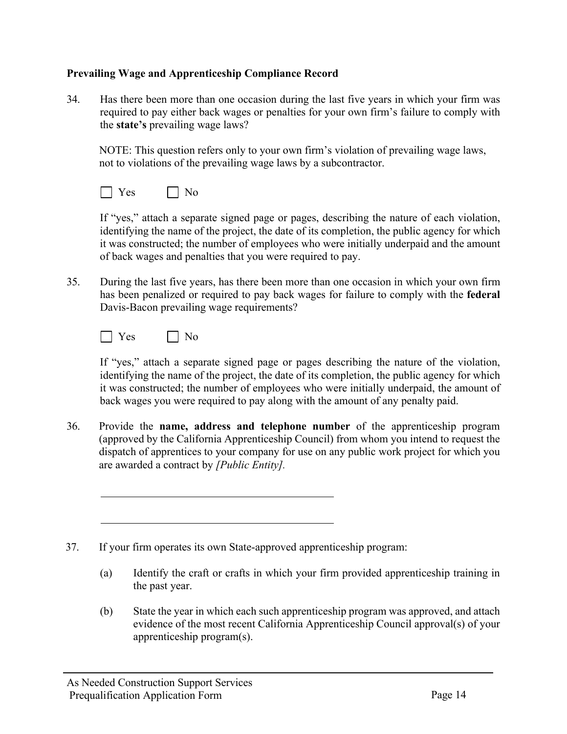**Prevailing Wage and Apprenticeship Compliance Record**

34. Has there been more than one occasion during the last five years in which your firm was required to pay either back wages or penalties for your own firm's failure to comply with the **state's** prevailing wage laws?

 NOTE: This question refers only to your own firm's violation of prevailing wage laws, not to violations of the prevailing wage laws by a subcontractor.

 ☐ Yes ☐ No

 If "yes," attach a separate signed page or pages, describing the nature of each violation, identifying the name of the project, the date of its completion, the public agency for which it was constructed; the number of employees who were initially underpaid and the amount of back wages and penalties that you were required to pay.

35. During the last five years, has there been more than one occasion in which your own firm has been penalized or required to pay back wages for failure to comply with the **federal** Davis-Bacon prevailing wage requirements?

 ☐ Yes ☐ No

 If "yes," attach a separate signed page or pages describing the nature of the violation, identifying the name of the project, the date of its completion, the public agency for which it was constructed; the number of employees who were initially underpaid, the amount of back wages you were required to pay along with the amount of any penalty paid.

36. Provide the **name, address and telephone number** of the apprenticeship program (approved by the California Apprenticeship Council) from whom you intend to request the dispatch of apprentices to your company for use on any public work project for which you are awarded a contract by *[Public Entity].*

 \_\_\_\_\_\_\_\_\_\_\_\_\_\_\_\_\_\_\_\_\_\_\_\_\_\_\_\_\_\_\_\_\_\_\_\_\_\_\_\_

 \_\_\_\_\_\_\_\_\_\_\_\_\_\_\_\_\_\_\_\_\_\_\_\_\_\_\_\_\_\_\_\_\_\_\_\_\_\_\_\_

37. If your firm operates its own State-approved apprenticeship program:

 (a) Identify the craft or crafts in which your firm provided apprenticeship training in the past year.

 (b) State the year in which each such apprenticeship program was approved, and attach evidence of the most recent California Apprenticeship Council approval(s) of your apprenticeship program(s).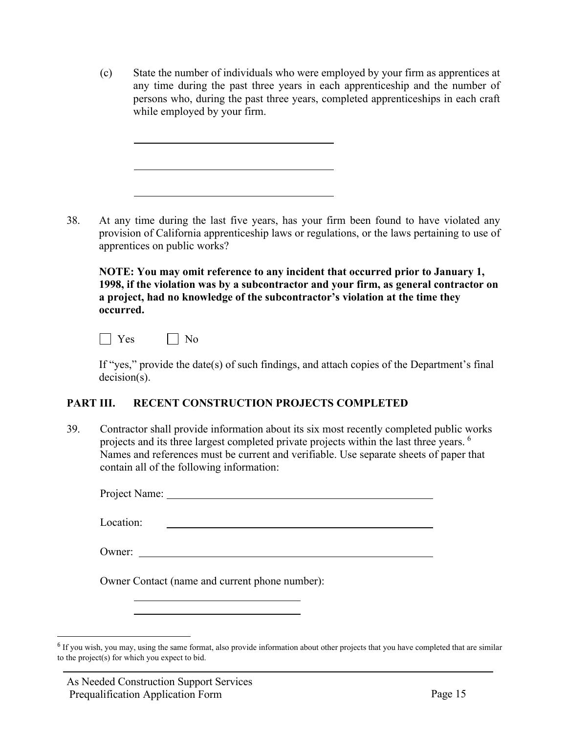(c) State the number of individuals who were employed by your firm as apprentices at any time during the past three years in each apprenticeship and the number of persons who, during the past three years, completed apprenticeships in each craft while employed by your firm.

______________________________

______________________________

______________________________

38. At any time during the last five years, has your firm been found to have violated any provision of California apprenticeship laws or regulations, or the laws pertaining to use of apprentices on public works?

**NOTE: You may omit reference to any incident that occurred prior to January 1, 1998, if the violation was by a subcontractor and your firm, as general contractor on a project, had no knowledge of the subcontractor's violation at the time they occurred.**

☐ Yes ☐ No

If "yes," provide the date(s) of such findings, and attach copies of the Department's final decision(s).

## PART III. RECENT CONSTRUCTION PROJECTS COMPLETED

39. Contractor shall provide information about its six most recently completed public works projects and its three largest completed private projects within the last three years. [6] Names and references must be current and verifiable. Use separate sheets of paper that contain all of the following information:

Project Name: ______________________________

Location: ______________________________

Owner: ______________________________

Owner Contact (name and current phone number):

______________________________

______________________________

[6] If you wish, you may, using the same format, also provide information about other projects that you have completed that are similar to the project(s) for which you expect to bid.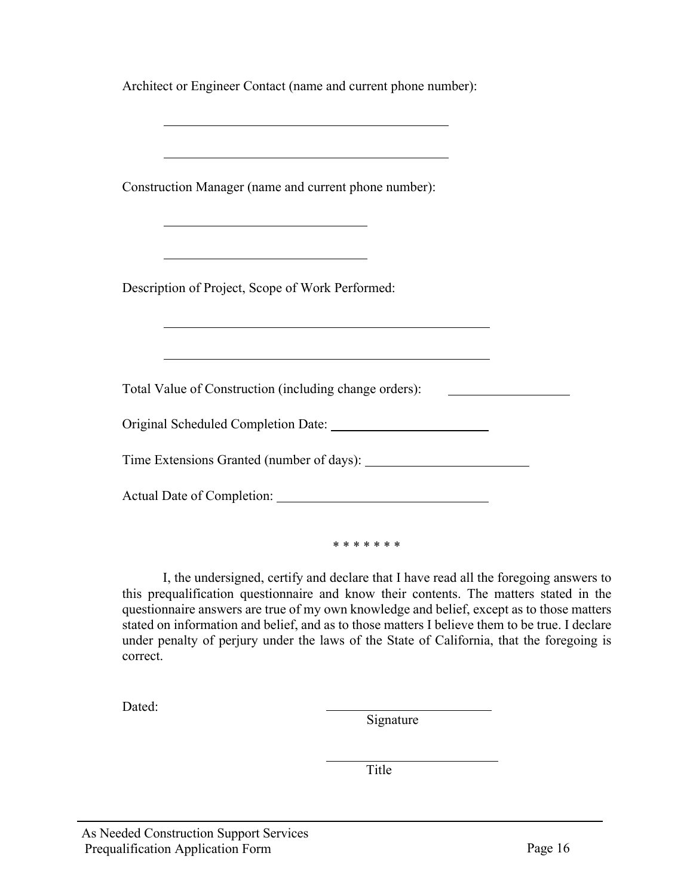Architect or Engineer Contact (name and current phone number):

\_\_\_\_\_\_\_\_\_\_\_\_\_\_\_\_\_\_\_\_\_\_\_\_\_\_\_\_\_\_\_\_\_\_\_\_\_\_\_\_

\_\_\_\_\_\_\_\_\_\_\_\_\_\_\_\_\_\_\_\_\_\_\_\_\_\_\_\_\_\_\_\_\_\_\_\_\_\_\_\_

Construction Manager (name and current phone number):

\_\_\_\_\_\_\_\_\_\_\_\_\_\_\_\_\_\_\_\_\_\_\_\_\_\_\_\_\_\_

\_\_\_\_\_\_\_\_\_\_\_\_\_\_\_\_\_\_\_\_\_\_\_\_\_\_\_\_\_\_

Description of Project, Scope of Work Performed:

\_\_\_\_\_\_\_\_\_\_\_\_\_\_\_\_\_\_\_\_\_\_\_\_\_\_\_\_\_\_\_\_\_\_\_\_\_\_\_\_\_\_\_\_\_\_

\_\_\_\_\_\_\_\_\_\_\_\_\_\_\_\_\_\_\_\_\_\_\_\_\_\_\_\_\_\_\_\_\_\_\_\_\_\_\_\_\_\_\_\_\_\_

Total Value of Construction (including change orders): \_\_\_\_\_\_\_\_\_\_\_\_\_\_\_\_\_\_

Original Scheduled Completion Date: \_\_\_\_\_\_\_\_\_\_\_\_\_\_\_\_\_\_\_\_\_\_\_

Time Extensions Granted (number of days): \_\_\_\_\_\_\_\_\_\_\_\_\_\_\_\_\_\_\_\_\_\_\_

Actual Date of Completion: \_\_\_\_\_\_\_\_\_\_\_\_\_\_\_\_\_\_\_\_\_\_\_\_\_\_\_\_\_\_

\* \* \* \* \* \* \*

I, the undersigned, certify and declare that I have read all the foregoing answers to this prequalification questionnaire and know their contents. The matters stated in the questionnaire answers are true of my own knowledge and belief, except as to those matters stated on information and belief, and as to those matters I believe them to be true. I declare under penalty of perjury under the laws of the State of California, that the foregoing is correct.

Dated: \_\_\_\_\_\_\_\_\_\_\_\_\_\_\_\_\_\_\_\_\_\_\_\_\_
Signature

\_\_\_\_\_\_\_\_\_\_\_\_\_\_\_\_\_\_\_\_\_\_\_\_\_
Title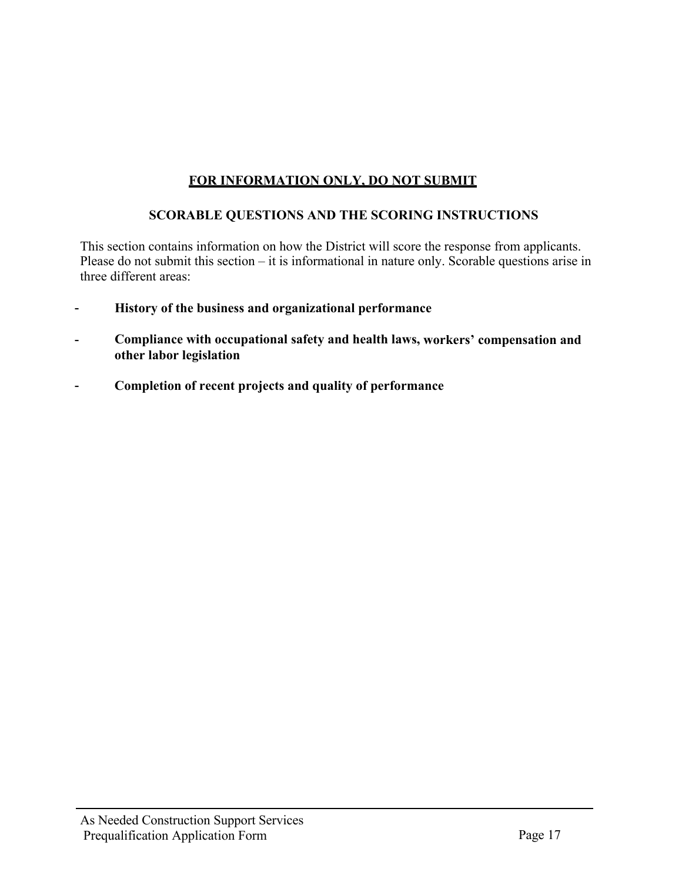**<u>FOR INFORMATION ONLY, DO NOT SUBMIT</u>**

## SCORABLE QUESTIONS AND THE SCORING INSTRUCTIONS

This section contains information on how the District will score the response from applicants. Please do not submit this section – it is informational in nature only. Scorable questions arise in three different areas:

- **History of the business and organizational performance**
- **Compliance with occupational safety and health laws, workers' compensation and other labor legislation**
- **Completion of recent projects and quality of performance**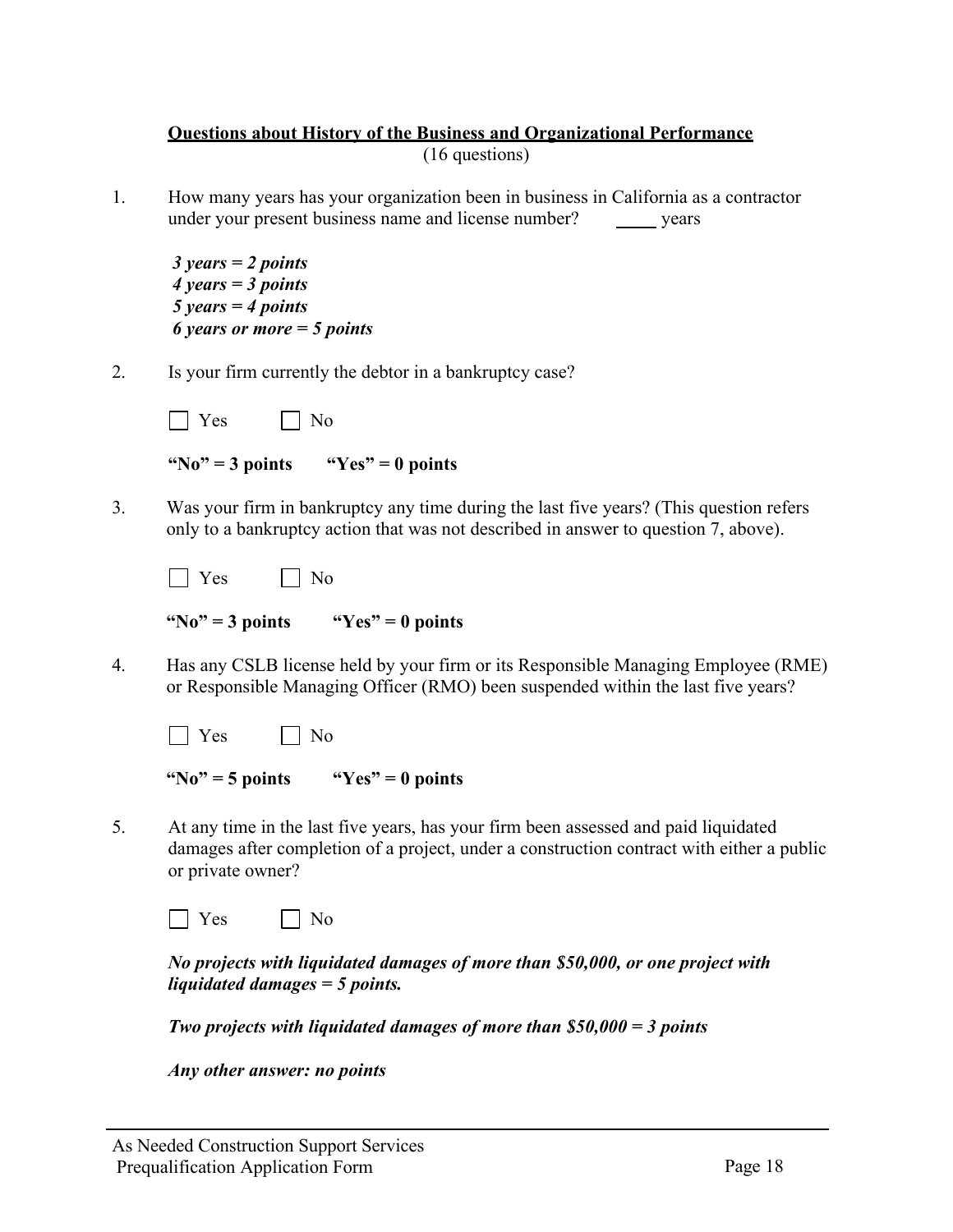**Questions about History of the Business and Organizational Performance**

(16 questions)

1. How many years has your organization been in business in California as a contractor under your present business name and license number? _____ years

   ***3 years = 2 points***
   ***4 years = 3 points***
   ***5 years = 4 points***
   ***6 years or more = 5 points***

2. Is your firm currently the debtor in a bankruptcy case?

   ☐ Yes ☐ No

   **"No" = 3 points "Yes" = 0 points**

3. Was your firm in bankruptcy any time during the last five years? (This question refers only to a bankruptcy action that was not described in answer to question 7, above).

   ☐ Yes ☐ No

   **"No" = 3 points "Yes" = 0 points**

4. Has any CSLB license held by your firm or its Responsible Managing Employee (RME) or Responsible Managing Officer (RMO) been suspended within the last five years?

   ☐ Yes ☐ No

   **"No" = 5 points "Yes" = 0 points**

5. At any time in the last five years, has your firm been assessed and paid liquidated damages after completion of a project, under a construction contract with either a public or private owner?

   ☐ Yes ☐ No

   ***No projects with liquidated damages of more than $50,000, or one project with liquidated damages = 5 points.***

   ***Two projects with liquidated damages of more than $50,000 = 3 points***

   ***Any other answer: no points***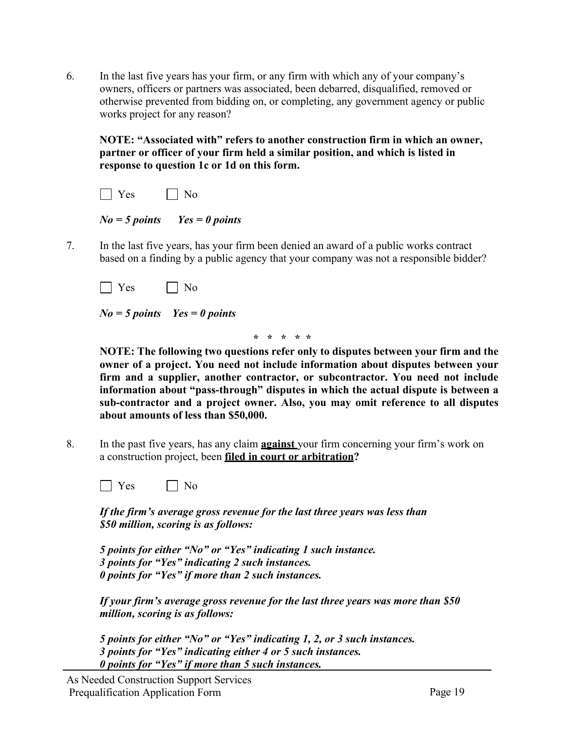6. In the last five years has your firm, or any firm with which any of your company's owners, officers or partners was associated, been debarred, disqualified, removed or otherwise prevented from bidding on, or completing, any government agency or public works project for any reason?

   **NOTE: "Associated with" refers to another construction firm in which an owner, partner or officer of your firm held a similar position, and which is listed in response to question 1c or 1d on this form.**

   ☐ Yes ☐ No

   ***No = 5 points Yes = 0 points***

7. In the last five years, has your firm been denied an award of a public works contract based on a finding by a public agency that your company was not a responsible bidder?

   ☐ Yes ☐ No

   ***No = 5 points Yes = 0 points***

\* \* \* \* \*

**NOTE: The following two questions refer only to disputes between your firm and the owner of a project. You need not include information about disputes between your firm and a supplier, another contractor, or subcontractor. You need not include information about "pass-through" disputes in which the actual dispute is between a sub-contractor and a project owner. Also, you may omit reference to all disputes about amounts of less than $50,000.**

8. In the past five years, has any claim **<u>against</u>** your firm concerning your firm's work on a construction project, been **<u>filed in court or arbitration</u>?**

   ☐ Yes ☐ No

   ***If the firm's average gross revenue for the last three years was less than $50 million, scoring is as follows:***

   ***5 points for either "No" or "Yes" indicating 1 such instance.***
   ***3 points for "Yes" indicating 2 such instances.***
   ***0 points for "Yes" if more than 2 such instances.***

   ***If your firm's average gross revenue for the last three years was more than $50 million, scoring is as follows:***

   ***5 points for either "No" or "Yes" indicating 1, 2, or 3 such instances.***
   ***3 points for "Yes" indicating either 4 or 5 such instances.***
   ***0 points for "Yes" if more than 5 such instances.***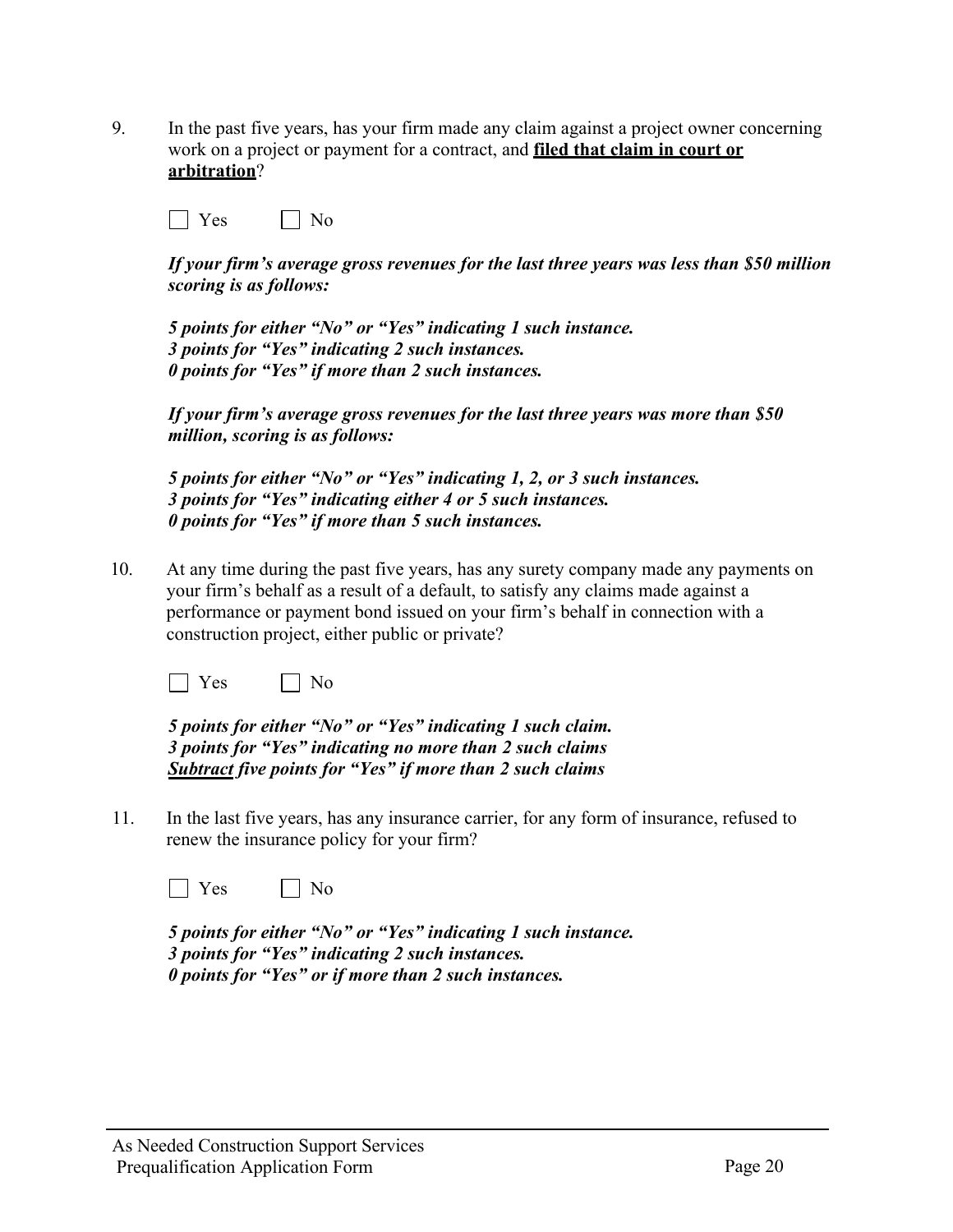9. In the past five years, has your firm made any claim against a project owner concerning work on a project or payment for a contract, and **filed that claim in court or arbitration**?

   ☐ Yes ☐ No

   ***If your firm's average gross revenues for the last three years was less than $50 million scoring is as follows:***

   ***5 points for either "No" or "Yes" indicating 1 such instance.***
   ***3 points for "Yes" indicating 2 such instances.***
   ***0 points for "Yes" if more than 2 such instances.***

   ***If your firm's average gross revenues for the last three years was more than $50 million, scoring is as follows:***

   ***5 points for either "No" or "Yes" indicating 1, 2, or 3 such instances.***
   ***3 points for "Yes" indicating either 4 or 5 such instances.***
   ***0 points for "Yes" if more than 5 such instances.***

10. At any time during the past five years, has any surety company made any payments on your firm's behalf as a result of a default, to satisfy any claims made against a performance or payment bond issued on your firm's behalf in connection with a construction project, either public or private?

    ☐ Yes ☐ No

    ***5 points for either "No" or "Yes" indicating 1 such claim.***
    ***3 points for "Yes" indicating no more than 2 such claims***
    ***<u>Subtract</u> five points for "Yes" if more than 2 such claims***

11. In the last five years, has any insurance carrier, for any form of insurance, refused to renew the insurance policy for your firm?

    ☐ Yes ☐ No

    ***5 points for either "No" or "Yes" indicating 1 such instance.***
    ***3 points for "Yes" indicating 2 such instances.***
    ***0 points for "Yes" or if more than 2 such instances.***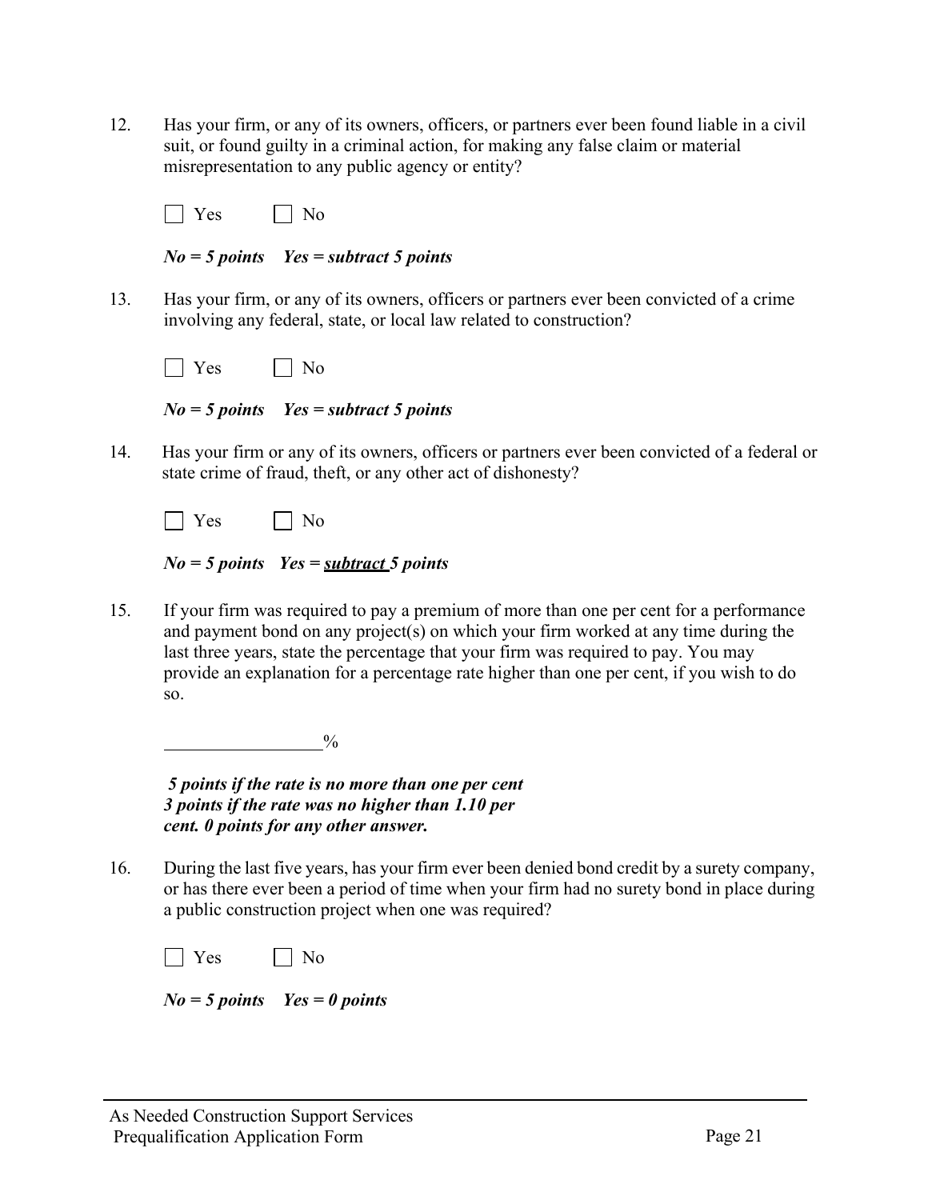12. Has your firm, or any of its owners, officers, or partners ever been found liable in a civil suit, or found guilty in a criminal action, for making any false claim or material misrepresentation to any public agency or entity?

    ☐ Yes ☐ No

    ***No = 5 points Yes = subtract 5 points***

13. Has your firm, or any of its owners, officers or partners ever been convicted of a crime involving any federal, state, or local law related to construction?

    ☐ Yes ☐ No

    ***No = 5 points Yes = subtract 5 points***

14. Has your firm or any of its owners, officers or partners ever been convicted of a federal or state crime of fraud, theft, or any other act of dishonesty?

    ☐ Yes ☐ No

    ***No = 5 points Yes = <u>subtract</u> 5 points***

15. If your firm was required to pay a premium of more than one per cent for a performance and payment bond on any project(s) on which your firm worked at any time during the last three years, state the percentage that your firm was required to pay. You may provide an explanation for a percentage rate higher than one per cent, if you wish to do so.

    __________________%

    ***5 points if the rate is no more than one per cent***
    ***3 points if the rate was no higher than 1.10 per cent. 0 points for any other answer.***

16. During the last five years, has your firm ever been denied bond credit by a surety company, or has there ever been a period of time when your firm had no surety bond in place during a public construction project when one was required?

    ☐ Yes ☐ No

    ***No = 5 points Yes = 0 points***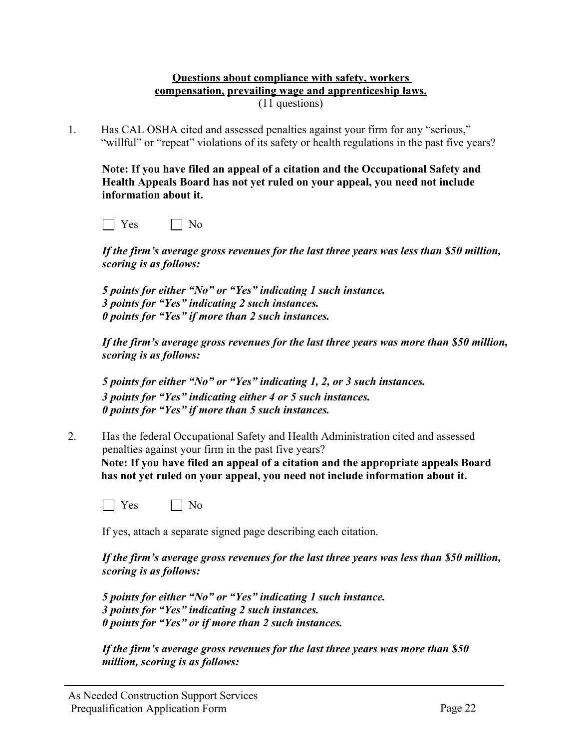**<u>Questions about compliance with safety, workers compensation, prevailing wage and apprenticeship laws.</u>**
(11 questions)

1. Has CAL OSHA cited and assessed penalties against your firm for any "serious," "willful" or "repeat" violations of its safety or health regulations in the past five years?

   **Note: If you have filed an appeal of a citation and the Occupational Safety and Health Appeals Board has not yet ruled on your appeal, you need not include information about it.**

   ☐ Yes ☐ No

   ***If the firm's average gross revenues for the last three years was less than $50 million, scoring is as follows:***

   ***5 points for either "No" or "Yes" indicating 1 such instance.***
   ***3 points for "Yes" indicating 2 such instances.***
   ***0 points for "Yes" if more than 2 such instances.***

   ***If the firm's average gross revenues for the last three years was more than $50 million, scoring is as follows:***

   ***5 points for either "No" or "Yes" indicating 1, 2, or 3 such instances.***
   ***3 points for "Yes" indicating either 4 or 5 such instances.***
   ***0 points for "Yes" if more than 5 such instances.***

2. Has the federal Occupational Safety and Health Administration cited and assessed penalties against your firm in the past five years?
   **Note: If you have filed an appeal of a citation and the appropriate appeals Board has not yet ruled on your appeal, you need not include information about it.**

   ☐ Yes ☐ No

   If yes, attach a separate signed page describing each citation.

   ***If the firm's average gross revenues for the last three years was less than $50 million, scoring is as follows:***

   ***5 points for either "No" or "Yes" indicating 1 such instance.***
   ***3 points for "Yes" indicating 2 such instances.***
   ***0 points for "Yes" or if more than 2 such instances.***

   ***If the firm's average gross revenues for the last three years was more than $50 million, scoring is as follows:***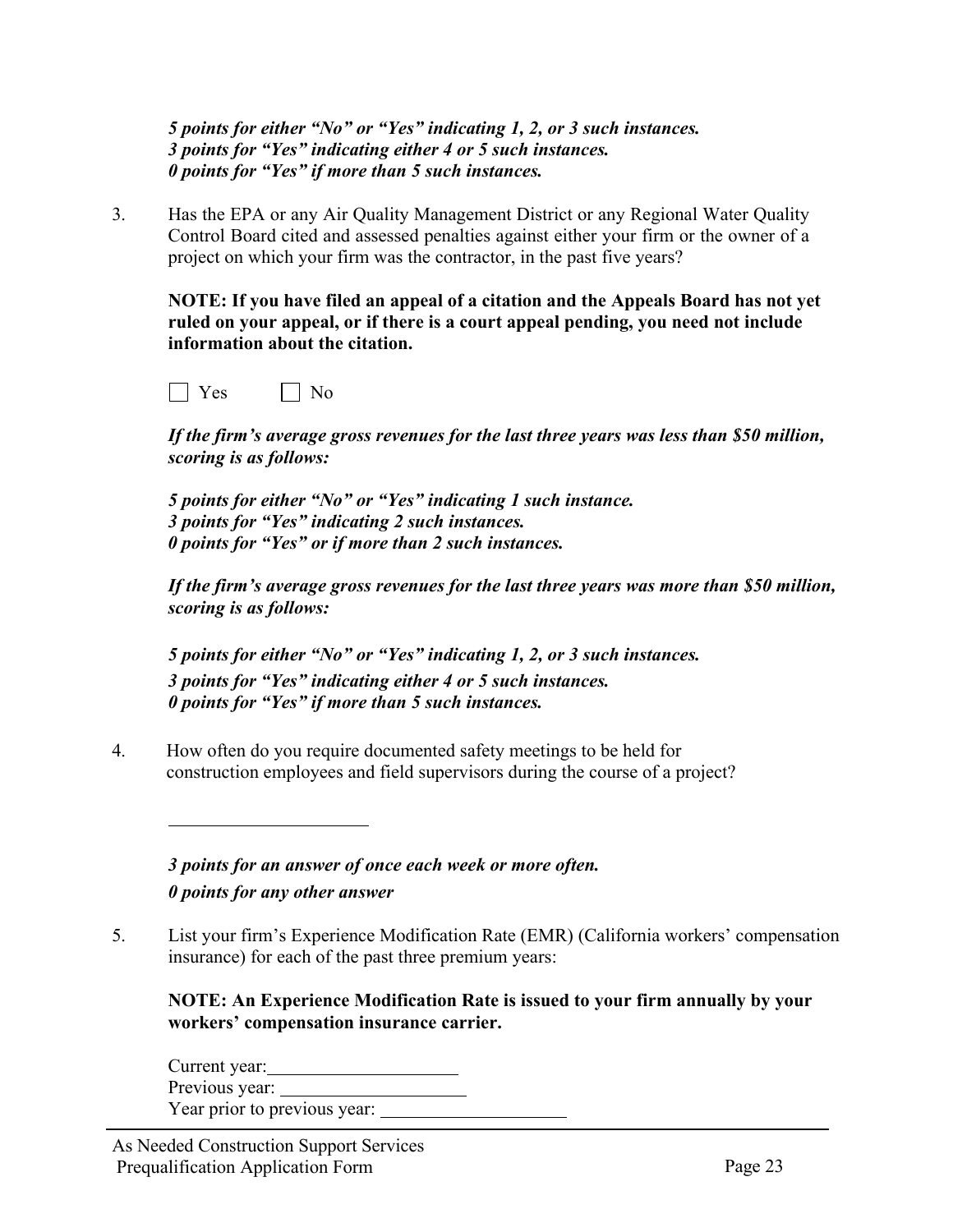*5 points for either "No" or "Yes" indicating 1, 2, or 3 such instances.*
*3 points for "Yes" indicating either 4 or 5 such instances.*
*0 points for "Yes" if more than 5 such instances.*

3. Has the EPA or any Air Quality Management District or any Regional Water Quality Control Board cited and assessed penalties against either your firm or the owner of a project on which your firm was the contractor, in the past five years?

   **NOTE: If you have filed an appeal of a citation and the Appeals Board has not yet ruled on your appeal, or if there is a court appeal pending, you need not include information about the citation.**

   ☐ Yes ☐ No

   ***If the firm's average gross revenues for the last three years was less than $50 million, scoring is as follows:***

   *5 points for either "No" or "Yes" indicating 1 such instance.*
   *3 points for "Yes" indicating 2 such instances.*
   *0 points for "Yes" or if more than 2 such instances.*

   ***If the firm's average gross revenues for the last three years was more than $50 million, scoring is as follows:***

   *5 points for either "No" or "Yes" indicating 1, 2, or 3 such instances.*
   *3 points for "Yes" indicating either 4 or 5 such instances.*
   *0 points for "Yes" if more than 5 such instances.*

4. How often do you require documented safety meetings to be held for construction employees and field supervisors during the course of a project?

   ______________________

   *3 points for an answer of once each week or more often.*
   *0 points for any other answer*

5. List your firm's Experience Modification Rate (EMR) (California workers' compensation insurance) for each of the past three premium years:

   **NOTE: An Experience Modification Rate is issued to your firm annually by your workers' compensation insurance carrier.**

   Current year: ______________________
   Previous year: ______________________
   Year prior to previous year: ______________________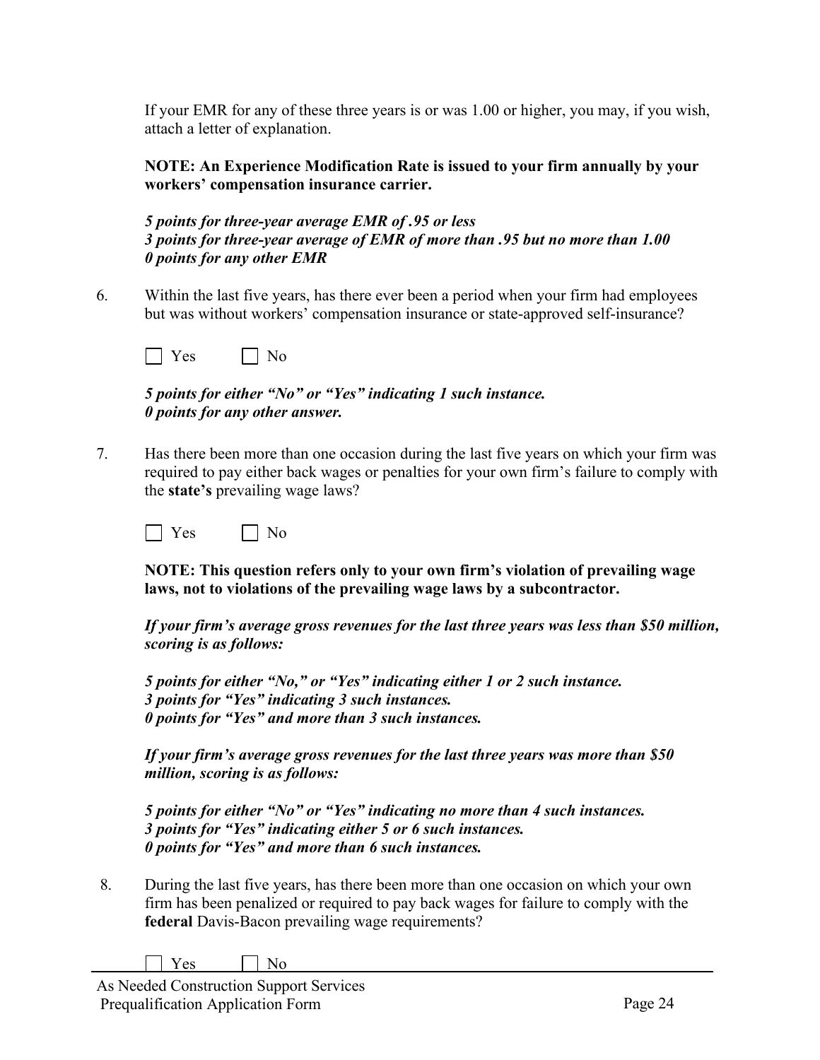If your EMR for any of these three years is or was 1.00 or higher, you may, if you wish, attach a letter of explanation.

**NOTE: An Experience Modification Rate is issued to your firm annually by your workers' compensation insurance carrier.**

***5 points for three-year average EMR of .95 or less***
***3 points for three-year average of EMR of more than .95 but no more than 1.00***
***0 points for any other EMR***

6. Within the last five years, has there ever been a period when your firm had employees but was without workers' compensation insurance or state-approved self-insurance?

☐ Yes ☐ No

***5 points for either "No" or "Yes" indicating 1 such instance.***
***0 points for any other answer.***

7. Has there been more than one occasion during the last five years on which your firm was required to pay either back wages or penalties for your own firm's failure to comply with the **state's** prevailing wage laws?

☐ Yes ☐ No

**NOTE: This question refers only to your own firm's violation of prevailing wage laws, not to violations of the prevailing wage laws by a subcontractor.**

***If your firm's average gross revenues for the last three years was less than $50 million, scoring is as follows:***

***5 points for either "No," or "Yes" indicating either 1 or 2 such instance.***
***3 points for "Yes" indicating 3 such instances.***
***0 points for "Yes" and more than 3 such instances.***

***If your firm's average gross revenues for the last three years was more than $50 million, scoring is as follows:***

***5 points for either "No" or "Yes" indicating no more than 4 such instances.***
***3 points for "Yes" indicating either 5 or 6 such instances.***
***0 points for "Yes" and more than 6 such instances.***

8. During the last five years, has there been more than one occasion on which your own firm has been penalized or required to pay back wages for failure to comply with the **federal** Davis-Bacon prevailing wage requirements?

☐ Yes ☐ No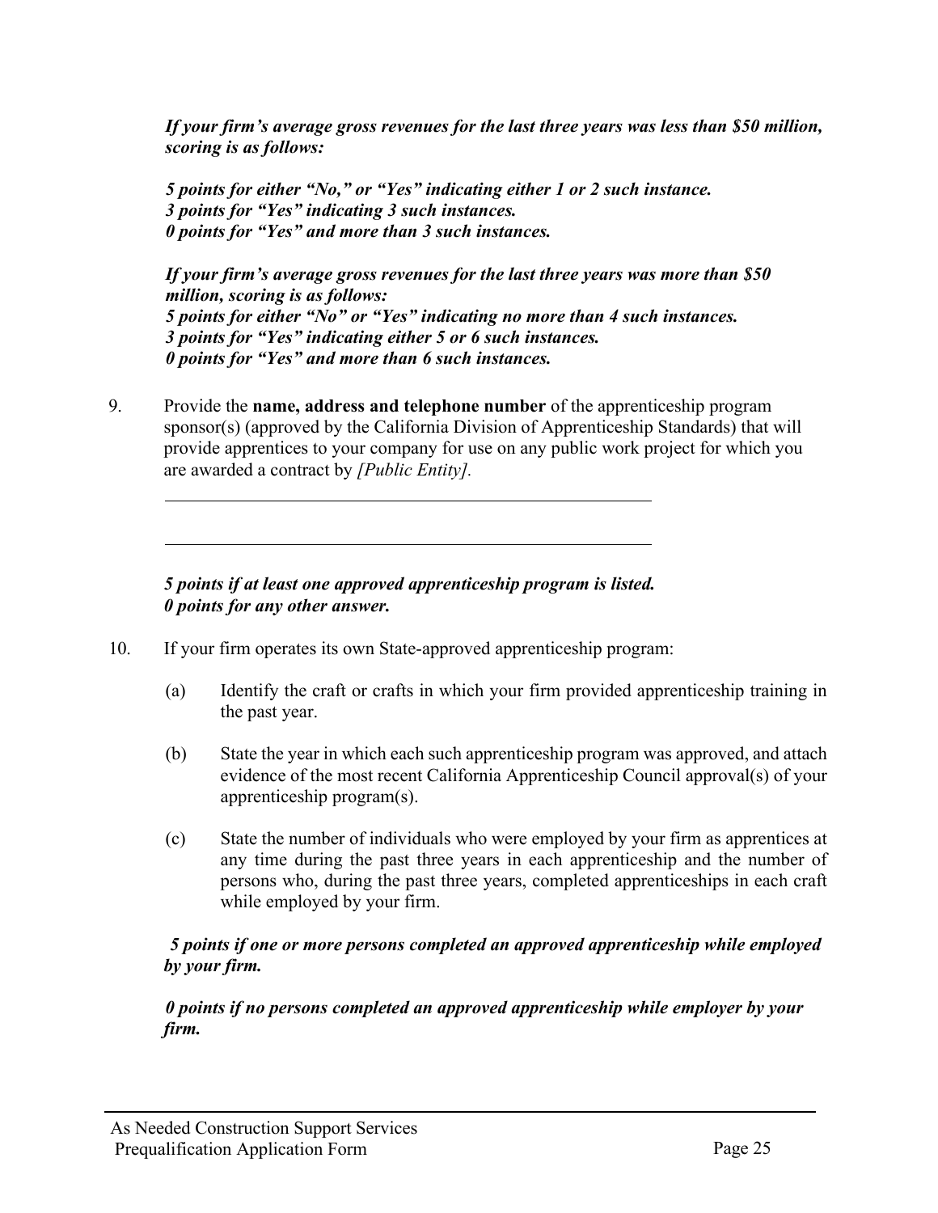***If your firm's average gross revenues for the last three years was less than $50 million, scoring is as follows:***

***5 points for either "No," or "Yes" indicating either 1 or 2 such instance.***
***3 points for "Yes" indicating 3 such instances.***
***0 points for "Yes" and more than 3 such instances.***

***If your firm's average gross revenues for the last three years was more than $50 million, scoring is as follows:***
***5 points for either "No" or "Yes" indicating no more than 4 such instances.***
***3 points for "Yes" indicating either 5 or 6 such instances.***
***0 points for "Yes" and more than 6 such instances.***

9. Provide the **name, address and telephone number** of the apprenticeship program sponsor(s) (approved by the California Division of Apprenticeship Standards) that will provide apprentices to your company for use on any public work project for which you are awarded a contract by *[Public Entity].*

_______________________________________________

_______________________________________________

***5 points if at least one approved apprenticeship program is listed.***
***0 points for any other answer.***

10. If your firm operates its own State-approved apprenticeship program:

    (a) Identify the craft or crafts in which your firm provided apprenticeship training in the past year.

    (b) State the year in which each such apprenticeship program was approved, and attach evidence of the most recent California Apprenticeship Council approval(s) of your apprenticeship program(s).

    (c) State the number of individuals who were employed by your firm as apprentices at any time during the past three years in each apprenticeship and the number of persons who, during the past three years, completed apprenticeships in each craft while employed by your firm.

***5 points if one or more persons completed an approved apprenticeship while employed by your firm.***

***0 points if no persons completed an approved apprenticeship while employer by your firm.***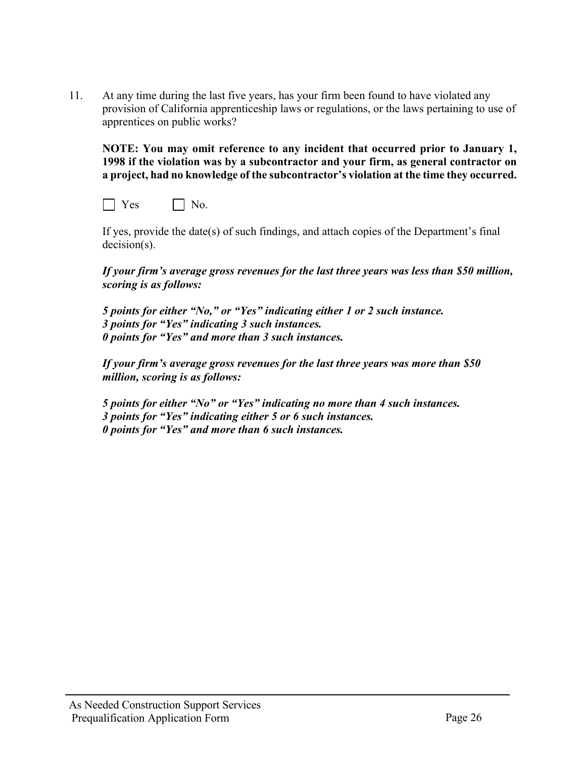11. At any time during the last five years, has your firm been found to have violated any provision of California apprenticeship laws or regulations, or the laws pertaining to use of apprentices on public works?

    **NOTE: You may omit reference to any incident that occurred prior to January 1, 1998 if the violation was by a subcontractor and your firm, as general contractor on a project, had no knowledge of the subcontractor's violation at the time they occurred.**

    ☐ Yes ☐ No.

    If yes, provide the date(s) of such findings, and attach copies of the Department's final decision(s).

    ***If your firm's average gross revenues for the last three years was less than $50 million, scoring is as follows:***

    ***5 points for either "No," or "Yes" indicating either 1 or 2 such instance.***
    ***3 points for "Yes" indicating 3 such instances.***
    ***0 points for "Yes" and more than 3 such instances.***

    ***If your firm's average gross revenues for the last three years was more than $50 million, scoring is as follows:***

    ***5 points for either "No" or "Yes" indicating no more than 4 such instances.***
    ***3 points for "Yes" indicating either 5 or 6 such instances.***
    ***0 points for "Yes" and more than 6 such instances.***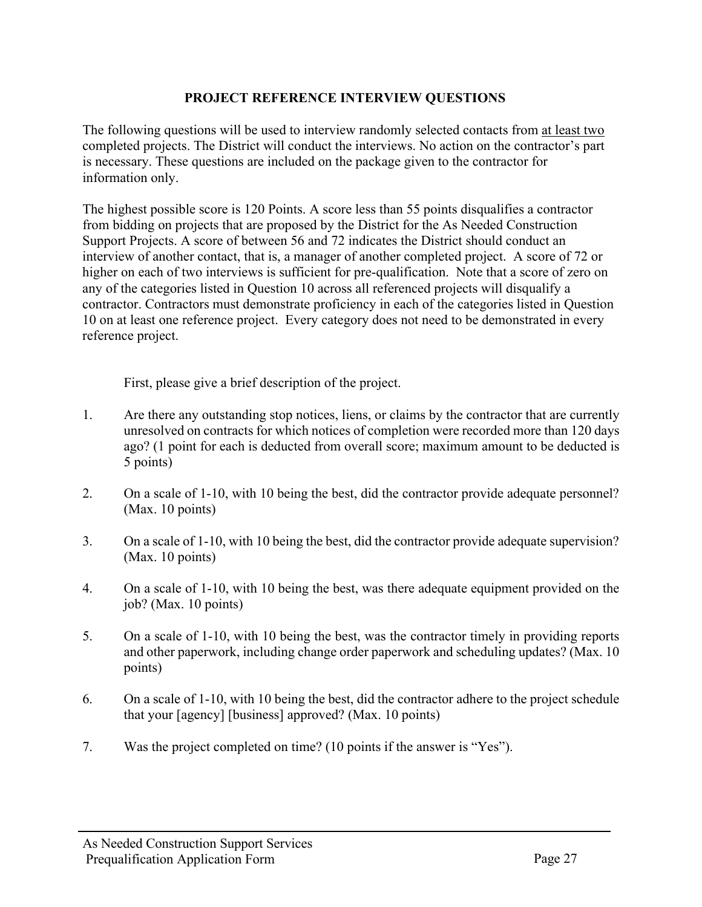# PROJECT REFERENCE INTERVIEW QUESTIONS

The following questions will be used to interview randomly selected contacts from <u>at least two</u> completed projects. The District will conduct the interviews. No action on the contractor's part is necessary. These questions are included on the package given to the contractor for information only.

The highest possible score is 120 Points. A score less than 55 points disqualifies a contractor from bidding on projects that are proposed by the District for the As Needed Construction Support Projects. A score of between 56 and 72 indicates the District should conduct an interview of another contact, that is, a manager of another completed project. A score of 72 or higher on each of two interviews is sufficient for pre-qualification. Note that a score of zero on any of the categories listed in Question 10 across all referenced projects will disqualify a contractor. Contractors must demonstrate proficiency in each of the categories listed in Question 10 on at least one reference project. Every category does not need to be demonstrated in every reference project.

First, please give a brief description of the project.

1. Are there any outstanding stop notices, liens, or claims by the contractor that are currently unresolved on contracts for which notices of completion were recorded more than 120 days ago? (1 point for each is deducted from overall score; maximum amount to be deducted is 5 points)

2. On a scale of 1-10, with 10 being the best, did the contractor provide adequate personnel? (Max. 10 points)

3. On a scale of 1-10, with 10 being the best, did the contractor provide adequate supervision? (Max. 10 points)

4. On a scale of 1-10, with 10 being the best, was there adequate equipment provided on the job? (Max. 10 points)

5. On a scale of 1-10, with 10 being the best, was the contractor timely in providing reports and other paperwork, including change order paperwork and scheduling updates? (Max. 10 points)

6. On a scale of 1-10, with 10 being the best, did the contractor adhere to the project schedule that your [agency] [business] approved? (Max. 10 points)

7. Was the project completed on time? (10 points if the answer is "Yes").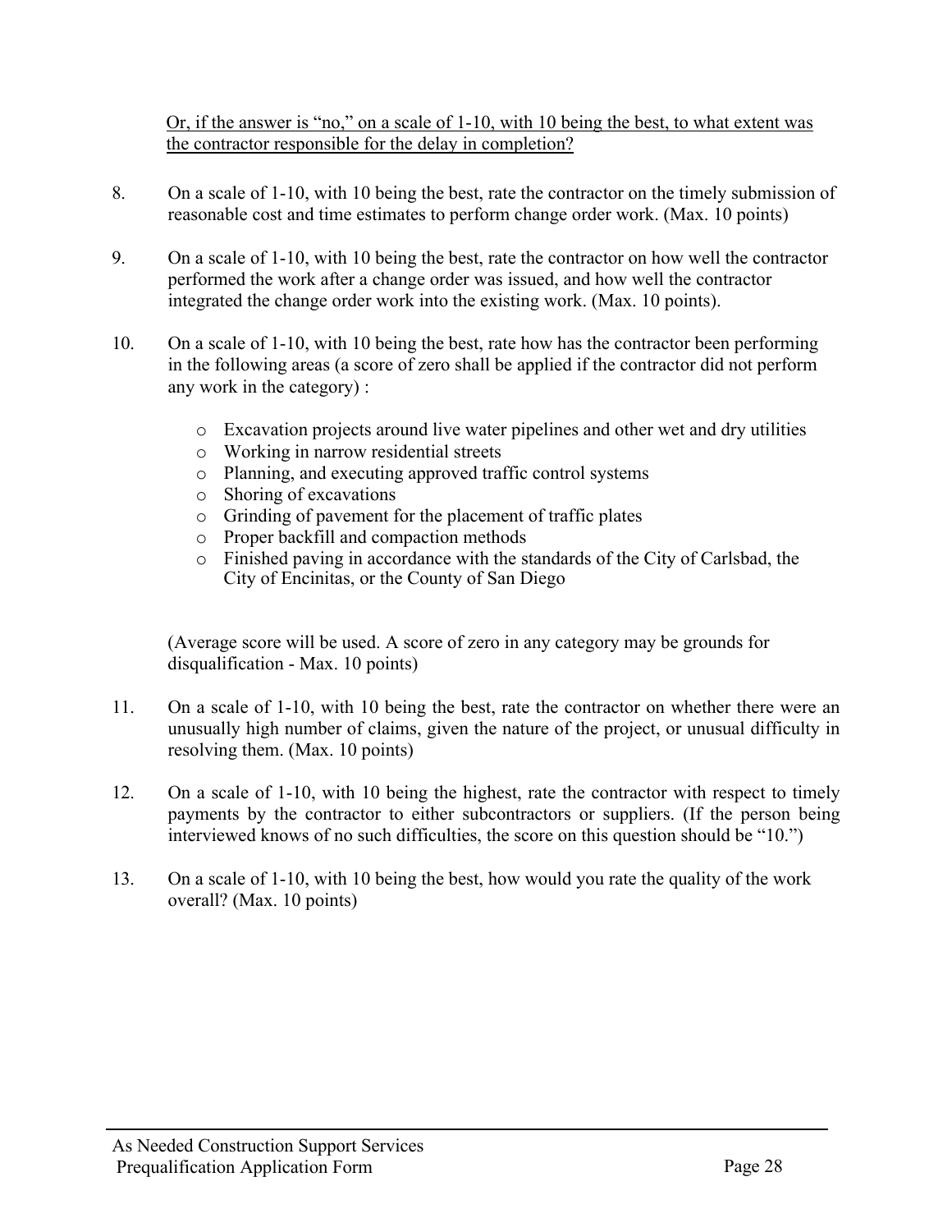Or, if the answer is "no," on a scale of 1-10, with 10 being the best, to what extent was the contractor responsible for the delay in completion?

8. On a scale of 1-10, with 10 being the best, rate the contractor on the timely submission of reasonable cost and time estimates to perform change order work. (Max. 10 points)

9. On a scale of 1-10, with 10 being the best, rate the contractor on how well the contractor performed the work after a change order was issued, and how well the contractor integrated the change order work into the existing work. (Max. 10 points).

10. On a scale of 1-10, with 10 being the best, rate how has the contractor been performing in the following areas (a score of zero shall be applied if the contractor did not perform any work in the category) :

    - Excavation projects around live water pipelines and other wet and dry utilities
    - Working in narrow residential streets
    - Planning, and executing approved traffic control systems
    - Shoring of excavations
    - Grinding of pavement for the placement of traffic plates
    - Proper backfill and compaction methods
    - Finished paving in accordance with the standards of the City of Carlsbad, the City of Encinitas, or the County of San Diego

    (Average score will be used. A score of zero in any category may be grounds for disqualification - Max. 10 points)

11. On a scale of 1-10, with 10 being the best, rate the contractor on whether there were an unusually high number of claims, given the nature of the project, or unusual difficulty in resolving them. (Max. 10 points)

12. On a scale of 1-10, with 10 being the highest, rate the contractor with respect to timely payments by the contractor to either subcontractors or suppliers. (If the person being interviewed knows of no such difficulties, the score on this question should be "10.")

13. On a scale of 1-10, with 10 being the best, how would you rate the quality of the work overall? (Max. 10 points)